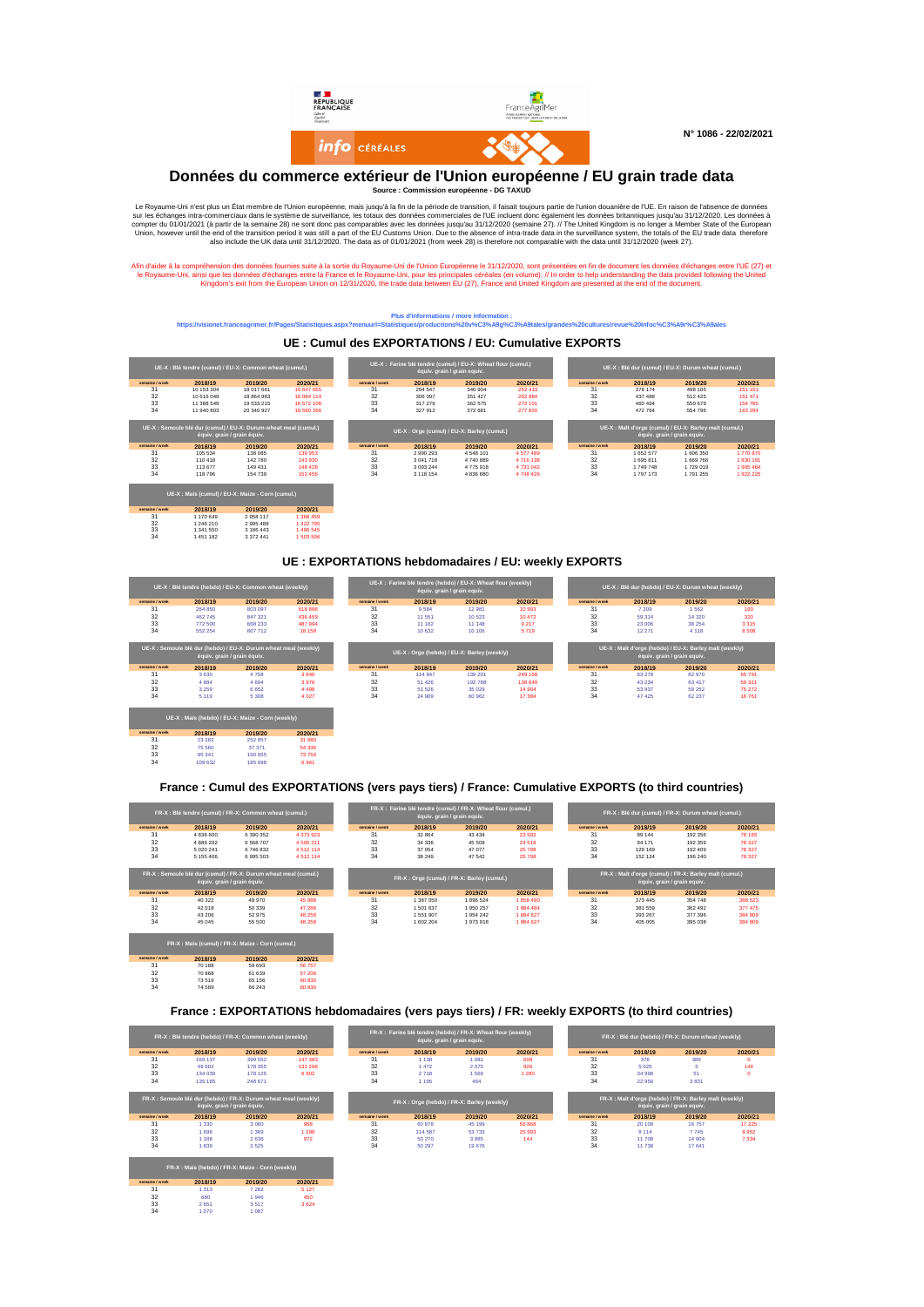N° 1086 - 22/02/2021

# Données du commerce extérieur de l'Union européenne / EU grain trade data

**Source : Commission européenne - DG TAXUD**

Le Royaume-Uni n'est plus un État membre de l'Union européenne, mais jusqu'à la fin de la période de transition, il faisait toujours partie de l'union douanière de l'UE. En raison de l'absence de données sur les échanges intra-commerciaux dans le système de surveillance, les totaux des données commerciales de l'UE incluent donc également les données britanniques jusqu'au 31/12/2020. Les données à compter du 01/01/2021 (à partir de la semaine 28) ne sont donc pas comparables avec les données jusqu'au 31/12/2020 (semaine 27). // The United Kingdom is no longer a Member State of the European Union, however until the end of the transition period it was still a part of the EU Customs Union. Due to the absence of intra-trade data in the surveillance system, the totals of the EU trade data therefore also include the UK data until 31/12/2020. The data as of 01/01/2021 (from week 28) is therefore not comparable with the data until 31/12/2020 (week 27).

Afin d'aider à la compréhension des données fournies suite à la sortie du Royaume-Uni de l'Union Européenne le 31/12/2020, sont présentées en fin de document les données d'échanges entre l'UE (27) et le Royaume-Uni, ainsi que les données d'échanges entre la France et le Royaume-Uni, pour les principales céréales (en volume). // In order to help understanding the data provided following the United Kingdom's exit from the European Union on 12/31/2020, the trade data between EU (27), France and United Kingdom are presented at the end of the document.

Plus d'informations / more information :
https://visionet.franceagrimer.fr/Pages/Statistiques.aspx?menuurl=Statistiques/productions%20v%C3%A9g%C3%A9tales/grandes%20cultures/revue%20Infoc%C3%A9r%C3%A9ales

## UE : Cumul des EXPORTATIONS / EU: Cumulative EXPORTS

**UE-X : Blé tendre (cumul) / EU-X: Common wheat (cumul.)**

| semaine / week | 2018/19 | 2019/20 | 2020/21 |
|---|---|---|---|
| 31 | 10 153 304 | 18 017 661 | 15 647 655 |
| 32 | 10 616 049 | 18 864 983 | 16 084 114 |
| 33 | 11 388 549 | 19 533 215 | 16 572 108 |
| 34 | 11 940 803 | 20 340 927 | 16 590 266 |

**UE-X : Farine blé tendre (cumul) / EU-X: Wheat flour (cumul.) équiv. grain / grain equiv.**

| semaine / week | 2018/19 | 2019/20 | 2020/21 |
|---|---|---|---|
| 31 | 294 547 | 340 904 | 252 413 |
| 32 | 306 097 | 351 427 | 262 884 |
| 33 | 317 279 | 362 575 | 272 101 |
| 34 | 327 912 | 372 681 | 277 820 |

**UE-X : Blé dur (cumul) / EU-X: Durum wheat (cumul.)**

| semaine / week | 2018/19 | 2019/20 | 2020/21 |
|---|---|---|---|
| 31 | 378 174 | 498 105 | 151 151 |
| 32 | 437 488 | 512 425 | 151 471 |
| 33 | 460 494 | 550 679 | 154 785 |
| 34 | 472 764 | 554 796 | 163 294 |

**UE-X : Semoule blé dur (cumul) / EU-X: Durum wheat meal (cumul.) équiv. grain / grain equiv.**

| semaine / week | 2018/19 | 2019/20 | 2020/21 |
|---|---|---|---|
| 31 | 105 534 | 138 085 | 139 953 |
| 32 | 110 418 | 142 780 | 143 930 |
| 33 | 113 677 | 149 431 | 148 428 |
| 34 | 118 796 | 154 739 | 152 456 |

**UE-X : Orge (cumul) / EU-X: Barley (cumul.)**

| semaine / week | 2018/19 | 2019/20 | 2020/21 |
|---|---|---|---|
| 31 | 2 990 293 | 4 548 101 | 4 577 489 |
| 32 | 3 041 718 | 4 740 889 | 4 716 138 |
| 33 | 3 093 244 | 4 775 918 | 4 731 042 |
| 34 | 3 118 154 | 4 836 880 | 4 748 426 |

**UE-X : Malt d'orge (cumul) / EU-X: Barley malt (cumul.) équiv. grain / grain equiv.**

| semaine / week | 2018/19 | 2019/20 | 2020/21 |
|---|---|---|---|
| 31 | 1 652 577 | 1 606 350 | 1 770 870 |
| 32 | 1 695 811 | 1 669 766 | 1 830 191 |
| 33 | 1 749 748 | 1 729 019 | 1 905 464 |
| 34 | 1 797 173 | 1 791 255 | 1 922 225 |

**UE-X : Maïs (cumul) / EU-X: Maize - Corn (cumul.)**

| semaine / week | 2018/19 | 2019/20 | 2020/21 |
|---|---|---|---|
| 31 | 1 170 649 | 2 958 117 | 1 368 459 |
| 32 | 1 246 210 | 2 995 488 | 1 422 795 |
| 33 | 1 341 550 | 3 186 443 | 1 496 545 |
| 34 | 1 451 182 | 3 372 441 | 1 503 506 |

## UE : EXPORTATIONS hebdomadaires / EU: weekly EXPORTS

**UE-X : Blé tendre (hebdo) / EU-X: Common wheat (weekly)**

| semaine / week | 2018/19 | 2019/20 | 2020/21 |
|---|---|---|---|
| 31 | 264 850 | 803 097 | 618 686 |
| 32 | 462 745 | 847 321 | 436 459 |
| 33 | 772 500 | 668 233 | 487 994 |
| 34 | 552 254 | 807 712 | 18 158 |

**UE-X : Farine blé tendre (hebdo) / EU-X: Wheat flour (weekly) équiv. grain / grain equiv.**

| semaine / week | 2018/19 | 2019/20 | 2020/21 |
|---|---|---|---|
| 31 | 9 584 | 12 981 | 10 993 |
| 32 | 11 551 | 10 523 | 10 472 |
| 33 | 11 182 | 11 148 | 9 217 |
| 34 | 10 632 | 10 106 | 5 719 |

**UE-X : Blé dur (hebdo) / EU-X: Durum wheat (weekly)**

| semaine / week | 2018/19 | 2019/20 | 2020/21 |
|---|---|---|---|
| 31 | 7 309 | 1 562 | 193 |
| 32 | 59 314 | 14 320 | 320 |
| 33 | 23 006 | 38 254 | 3 315 |
| 34 | 12 271 | 4 118 | 8 508 |

**UE-X : Semoule blé dur (hebdo) / EU-X: Durum wheat meal (weekly) équiv. grain / grain equiv.**

| semaine / week | 2018/19 | 2019/20 | 2020/21 |
|---|---|---|---|
| 31 | 3 630 | 4 758 | 3 846 |
| 32 | 4 884 | 4 694 | 3 976 |
| 33 | 3 259 | 6 652 | 4 498 |
| 34 | 5 119 | 5 308 | 4 027 |

**UE-X : Orge (hebdo) / EU-X: Barley (weekly)**

| semaine / week | 2018/19 | 2019/20 | 2020/21 |
|---|---|---|---|
| 31 | 114 847 | 139 201 | 249 159 |
| 32 | 51 426 | 192 788 | 138 649 |
| 33 | 51 526 | 35 029 | 14 904 |
| 34 | 24 909 | 60 962 | 17 384 |

**UE-X : Malt d'orge (hebdo) / EU-X: Barley malt (weekly) équiv. grain / grain equiv.**

| semaine / week | 2018/19 | 2019/20 | 2020/21 |
|---|---|---|---|
| 31 | 63 278 | 82 970 | 65 791 |
| 32 | 43 234 | 63 417 | 59 321 |
| 33 | 53 937 | 59 252 | 75 272 |
| 34 | 47 425 | 62 237 | 16 761 |

**UE-X : Maïs (hebdo) / EU-X: Maize - Corn (weekly)**

| semaine / week | 2018/19 | 2019/20 | 2020/21 |
|---|---|---|---|
| 31 | 23 282 | 252 857 | 31 680 |
| 32 | 75 560 | 37 371 | 54 336 |
| 33 | 95 341 | 190 955 | 73 750 |
| 34 | 109 632 | 185 998 | 6 961 |

## France : Cumul des EXPORTATIONS (vers pays tiers) / France: Cumulative EXPORTS (to third countries)

**FR-X : Blé tendre (cumul) / FR-X: Common wheat (cumul.)**

| semaine / week | 2018/19 | 2019/20 | 2020/21 |
|---|---|---|---|
| 31 | 4 836 600 | 6 390 352 | 4 373 923 |
| 32 | 4 886 202 | 6 568 707 | 4 505 211 |
| 33 | 5 020 241 | 6 746 832 | 4 512 114 |
| 34 | 5 155 406 | 6 995 503 | 4 512 114 |

**FR-X : Farine blé tendre (cumul) / FR-X: Wheat flour (cumul.) équiv. grain / grain equiv.**

| semaine / week | 2018/19 | 2019/20 | 2020/21 |
|---|---|---|---|
| 31 | 32 864 | 43 434 | 23 592 |
| 32 | 34 336 | 45 509 | 24 518 |
| 33 | 37 054 | 47 077 | 25 798 |
| 34 | 38 249 | 47 542 | 25 798 |

**FR-X : Blé dur (cumul) / FR-X: Durum wheat (cumul.)**

| semaine / week | 2018/19 | 2019/20 | 2020/21 |
|---|---|---|---|
| 31 | 89 144 | 192 356 | 78 183 |
| 32 | 94 171 | 192 359 | 78 327 |
| 33 | 129 169 | 192 409 | 78 327 |
| 34 | 152 124 | 196 240 | 78 327 |

**FR-X : Semoule blé dur (cumul) / FR-X: Durum wheat meal (cumul.) équiv. grain / grain equiv.**

| semaine / week | 2018/19 | 2019/20 | 2020/21 |
|---|---|---|---|
| 31 | 40 322 | 48 970 | 45 988 |
| 32 | 42 018 | 50 339 | 47 286 |
| 33 | 43 206 | 52 975 | 48 258 |
| 34 | 45 045 | 55 500 | 48 258 |

**FR-X : Orge (cumul) / FR-X: Barley (cumul.)**

| semaine / week | 2018/19 | 2019/20 | 2020/21 |
|---|---|---|---|
| 31 | 1 387 050 | 1 896 524 | 1 858 490 |
| 32 | 1 501 637 | 1 950 257 | 1 884 484 |
| 33 | 1 551 907 | 1 954 242 | 1 884 627 |
| 34 | 1 602 204 | 1 973 918 | 1 884 627 |

**FR-X : Malt d'orge (cumul) / FR-X: Barley malt (cumul.) équiv. grain / grain equiv.**

| semaine / week | 2018/19 | 2019/20 | 2020/21 |
|---|---|---|---|
| 31 | 373 445 | 354 748 | 368 523 |
| 32 | 381 559 | 362 492 | 377 475 |
| 33 | 393 267 | 377 396 | 384 809 |
| 34 | 405 005 | 395 038 | 384 809 |

**FR-X : Maïs (cumul) / FR-X: Maize - Corn (cumul.)**

| semaine / week | 2018/19 | 2019/20 | 2020/21 |
|---|---|---|---|
| 31 | 70 188 | 59 693 | 56 757 |
| 32 | 70 868 | 61 639 | 57 206 |
| 33 | 73 519 | 65 156 | 60 830 |
| 34 | 74 589 | 66 243 | 60 830 |

## France : EXPORTATIONS hebdomadaires (vers pays tiers) / FR: weekly EXPORTS (to third countries)

**FR-X : Blé tendre (hebdo) / FR-X: Common wheat (weekly)**

| semaine / week | 2018/19 | 2019/20 | 2020/21 |
|---|---|---|---|
| 31 | 169 137 | 399 552 | 147 383 |
| 32 | 49 602 | 178 355 | 131 288 |
| 33 | 134 039 | 178 125 | 6 902 |
| 34 | 135 165 | 248 671 | |

**FR-X : Farine blé tendre (hebdo) / FR-X: Wheat flour (weekly) équiv. grain / grain equiv.**

| semaine / week | 2018/19 | 2019/20 | 2020/21 |
|---|---|---|---|
| 31 | 1 138 | 1 081 | 609 |
| 32 | 1 472 | 2 075 | 926 |
| 33 | 2 718 | 1 569 | 1 280 |
| 34 | 1 195 | 464 | |

**FR-X : Blé dur (hebdo) / FR-X: Durum wheat (weekly)**

| semaine / week | 2018/19 | 2019/20 | 2020/21 |
|---|---|---|---|
| 31 | 376 | 386 | 0 |
| 32 | 5 026 | 3 | 144 |
| 33 | 34 998 | 51 | 0 |
| 34 | 22 956 | 3 831 | |

**FR-X : Semoule blé dur (hebdo) / FR-X: Durum wheat meal (weekly) équiv. grain / grain equiv.**

| semaine / week | 2018/19 | 2019/20 | 2020/21 |
|---|---|---|---|
| 31 | 1 330 | 3 060 | 958 |
| 32 | 1 696 | 1 369 | 1 298 |
| 33 | 1 188 | 2 636 | 972 |
| 34 | 1 839 | 2 525 | |

**FR-X : Orge (hebdo) / FR-X: Barley (weekly)**

| semaine / week | 2018/19 | 2019/20 | 2020/21 |
|---|---|---|---|
| 31 | 60 878 | 45 199 | 56 868 |
| 32 | 114 587 | 53 733 | 25 993 |
| 33 | 50 270 | 3 985 | 144 |
| 34 | 50 297 | 19 676 | |

**FR-X : Malt d'orge (hebdo) / FR-X: Barley malt (weekly) équiv. grain / grain equiv.**

| semaine / week | 2018/19 | 2019/20 | 2020/21 |
|---|---|---|---|
| 31 | 20 109 | 16 757 | 17 225 |
| 32 | 8 114 | 7 745 | 8 952 |
| 33 | 11 708 | 14 904 | 7 334 |
| 34 | 11 738 | 17 641 | |

**FR-X : Maïs (hebdo) / FR-X: Maize - Corn (weekly)**

| semaine / week | 2018/19 | 2019/20 | 2020/21 |
|---|---|---|---|
| 31 | 1 313 | 7 282 | 5 127 |
| 32 | 680 | 1 946 | 450 |
| 33 | 2 651 | 3 517 | 3 624 |
| 34 | 1 070 | 1 087 | |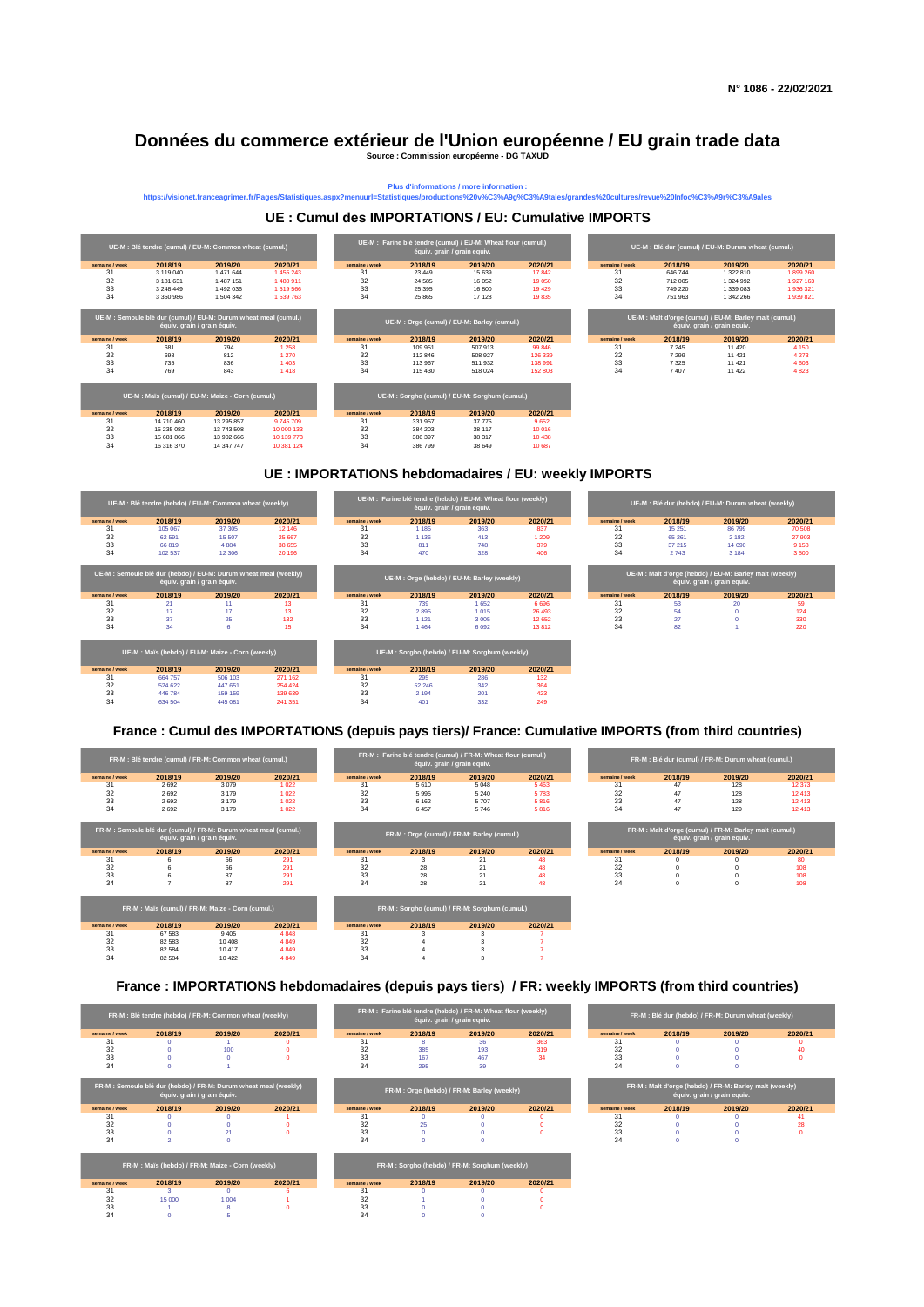N° 1086 - 22/02/2021

# Données du commerce extérieur de l'Union européenne / EU grain trade data

**Source : Commission européenne - DG TAXUD**

Plus d'informations / more information :
https://visionet.franceagrimer.fr/Pages/Statistiques.aspx?menuurl=Statistiques/productions%20v%C3%A9g%C3%A9tales/grandes%20cultures/revue%20Infoc%C3%A9r%C3%A9ales

## UE : Cumul des IMPORTATIONS / EU: Cumulative IMPORTS

| UE-M : Blé tendre (cumul) / EU-M: Common wheat (cumul.) | | | |
|---|---|---|---|
| semaine / week | 2018/19 | 2019/20 | 2020/21 |
| 31 | 3 119 040 | 1 471 644 | 1 455 243 |
| 32 | 3 181 631 | 1 487 151 | 1 480 911 |
| 33 | 3 248 449 | 1 492 036 | 1 519 566 |
| 34 | 3 350 986 | 1 504 342 | 1 539 763 |

| UE-M : Farine blé tendre (cumul) / EU-M: Wheat flour (cumul.) équiv. grain / grain equiv. | | | |
|---|---|---|---|
| semaine / week | 2018/19 | 2019/20 | 2020/21 |
| 31 | 23 449 | 15 639 | 17 842 |
| 32 | 24 585 | 16 052 | 19 050 |
| 33 | 25 395 | 16 800 | 19 429 |
| 34 | 25 865 | 17 128 | 19 835 |

| UE-M : Blé dur (cumul) / EU-M: Durum wheat (cumul.) | | | |
|---|---|---|---|
| semaine / week | 2018/19 | 2019/20 | 2020/21 |
| 31 | 646 744 | 1 322 810 | 1 899 260 |
| 32 | 712 005 | 1 324 992 | 1 927 163 |
| 33 | 749 220 | 1 339 083 | 1 936 321 |
| 34 | 751 963 | 1 342 266 | 1 939 821 |

| UE-M : Semoule blé dur (cumul) / EU-M: Durum wheat meal (cumul.) équiv. grain / grain equiv. | | | |
|---|---|---|---|
| semaine / week | 2018/19 | 2019/20 | 2020/21 |
| 31 | 681 | 794 | 1 258 |
| 32 | 698 | 812 | 1 270 |
| 33 | 735 | 836 | 1 403 |
| 34 | 769 | 843 | 1 418 |

| UE-M : Orge (cumul) / EU-M: Barley (cumul.) | | | |
|---|---|---|---|
| semaine / week | 2018/19 | 2019/20 | 2020/21 |
| 31 | 109 951 | 507 913 | 99 846 |
| 32 | 112 846 | 508 927 | 126 339 |
| 33 | 113 967 | 511 932 | 138 991 |
| 34 | 115 430 | 518 024 | 152 803 |

| UE-M : Malt d'orge (cumul) / EU-M: Barley malt (cumul.) équiv. grain / grain equiv. | | | |
|---|---|---|---|
| semaine / week | 2018/19 | 2019/20 | 2020/21 |
| 31 | 7 245 | 11 420 | 4 150 |
| 32 | 7 299 | 11 421 | 4 273 |
| 33 | 7 325 | 11 421 | 4 603 |
| 34 | 7 407 | 11 422 | 4 823 |

| UE-M : Maïs (cumul) / EU-M: Maize - Corn (cumul.) | | | |
|---|---|---|---|
| semaine / week | 2018/19 | 2019/20 | 2020/21 |
| 31 | 14 710 460 | 13 295 857 | 9 745 709 |
| 32 | 15 235 082 | 13 743 508 | 10 000 133 |
| 33 | 15 681 866 | 13 902 666 | 10 139 773 |
| 34 | 16 316 370 | 14 347 747 | 10 381 124 |

| UE-M : Sorgho (cumul) / EU-M: Sorghum (cumul.) | | | |
|---|---|---|---|
| semaine / week | 2018/19 | 2019/20 | 2020/21 |
| 31 | 331 957 | 37 775 | 9 652 |
| 32 | 384 203 | 38 117 | 10 016 |
| 33 | 386 397 | 38 317 | 10 438 |
| 34 | 386 799 | 38 649 | 10 687 |

## UE : IMPORTATIONS hebdomadaires / EU: weekly IMPORTS

| UE-M : Blé tendre (hebdo) / EU-M: Common wheat (weekly) | | | |
|---|---|---|---|
| semaine / week | 2018/19 | 2019/20 | 2020/21 |
| 31 | 105 067 | 37 305 | 12 146 |
| 32 | 62 591 | 15 507 | 25 667 |
| 33 | 66 819 | 4 884 | 38 655 |
| 34 | 102 537 | 12 306 | 20 196 |

| UE-M : Farine blé tendre (hebdo) / EU-M: Wheat flour (weekly) équiv. grain / grain equiv. | | | |
|---|---|---|---|
| semaine / week | 2018/19 | 2019/20 | 2020/21 |
| 31 | 1 185 | 363 | 837 |
| 32 | 1 136 | 413 | 1 209 |
| 33 | 811 | 748 | 379 |
| 34 | 470 | 328 | 406 |

| UE-M : Blé dur (hebdo) / EU-M: Durum wheat (weekly) | | | |
|---|---|---|---|
| semaine / week | 2018/19 | 2019/20 | 2020/21 |
| 31 | 15 251 | 86 799 | 70 508 |
| 32 | 65 261 | 2 182 | 27 903 |
| 33 | 37 215 | 14 090 | 9 158 |
| 34 | 2 743 | 3 184 | 3 500 |

| UE-M : Semoule blé dur (hebdo) / EU-M: Durum wheat meal (weekly) équiv. grain / grain equiv. | | | |
|---|---|---|---|
| semaine / week | 2018/19 | 2019/20 | 2020/21 |
| 31 | 21 | 11 | 13 |
| 32 | 17 | 17 | 13 |
| 33 | 37 | 25 | 132 |
| 34 | 34 | 6 | 15 |

| UE-M : Orge (hebdo) / EU-M: Barley (weekly) | | | |
|---|---|---|---|
| semaine / week | 2018/19 | 2019/20 | 2020/21 |
| 31 | 739 | 1 652 | 6 696 |
| 32 | 2 895 | 1 015 | 26 493 |
| 33 | 1 121 | 3 005 | 12 652 |
| 34 | 1 464 | 6 092 | 13 812 |

| UE-M : Malt d'orge (hebdo) / EU-M: Barley malt (weekly) équiv. grain / grain equiv. | | | |
|---|---|---|---|
| semaine / week | 2018/19 | 2019/20 | 2020/21 |
| 31 | 53 | 20 | 59 |
| 32 | 54 | 0 | 124 |
| 33 | 27 | 0 | 330 |
| 34 | 82 | 1 | 220 |

| UE-M : Maïs (hebdo) / EU-M: Maize - Corn (weekly) | | | |
|---|---|---|---|
| semaine / week | 2018/19 | 2019/20 | 2020/21 |
| 31 | 664 757 | 506 103 | 271 162 |
| 32 | 524 622 | 447 651 | 254 424 |
| 33 | 446 784 | 159 159 | 139 639 |
| 34 | 634 504 | 445 081 | 241 351 |

| UE-M : Sorgho (hebdo) / EU-M: Sorghum (weekly) | | | |
|---|---|---|---|
| semaine / week | 2018/19 | 2019/20 | 2020/21 |
| 31 | 295 | 286 | 132 |
| 32 | 52 246 | 342 | 364 |
| 33 | 2 194 | 201 | 423 |
| 34 | 401 | 332 | 249 |

## France : Cumul des IMPORTATIONS (depuis pays tiers)/ France: Cumulative IMPORTS (from third countries)

| FR-M : Blé tendre (cumul) / FR-M: Common wheat (cumul.) | | | |
|---|---|---|---|
| semaine / week | 2018/19 | 2019/20 | 2020/21 |
| 31 | 2 692 | 3 079 | 1 022 |
| 32 | 2 692 | 3 179 | 1 022 |
| 33 | 2 692 | 3 179 | 1 022 |
| 34 | 2 692 | 3 179 | 1 022 |

| FR-M : Farine blé tendre (cumul) / FR-M: Wheat flour (cumul.) équiv. grain / grain equiv. | | | |
|---|---|---|---|
| semaine / week | 2018/19 | 2019/20 | 2020/21 |
| 31 | 5 610 | 5 048 | 5 463 |
| 32 | 5 995 | 5 240 | 5 783 |
| 33 | 6 162 | 5 707 | 5 816 |
| 34 | 6 457 | 5 746 | 5 816 |

| FR-M : Blé dur (cumul) / FR-M: Durum wheat (cumul.) | | | |
|---|---|---|---|
| semaine / week | 2018/19 | 2019/20 | 2020/21 |
| 31 | 47 | 128 | 12 373 |
| 32 | 47 | 128 | 12 413 |
| 33 | 47 | 128 | 12 413 |
| 34 | 47 | 129 | 12 413 |

| FR-M : Semoule blé dur (cumul) / FR-M: Durum wheat meal (cumul.) équiv. grain / grain equiv. | | | |
|---|---|---|---|
| semaine / week | 2018/19 | 2019/20 | 2020/21 |
| 31 | 6 | 66 | 291 |
| 32 | 6 | 66 | 291 |
| 33 | 6 | 87 | 291 |
| 34 | 7 | 87 | 291 |

| FR-M : Orge (cumul) / FR-M: Barley (cumul.) | | | |
|---|---|---|---|
| semaine / week | 2018/19 | 2019/20 | 2020/21 |
| 31 | 3 | 21 | 48 |
| 32 | 28 | 21 | 48 |
| 33 | 28 | 21 | 48 |
| 34 | 28 | 21 | 48 |

| FR-M : Malt d'orge (cumul) / FR-M: Barley malt (cumul.) équiv. grain / grain equiv. | | | |
|---|---|---|---|
| semaine / week | 2018/19 | 2019/20 | 2020/21 |
| 31 | 0 | 0 | 80 |
| 32 | 0 | 0 | 108 |
| 33 | 0 | 0 | 108 |
| 34 | 0 | 0 | 108 |

| FR-M : Maïs (cumul) / FR-M: Maize - Corn (cumul.) | | | |
|---|---|---|---|
| semaine / week | 2018/19 | 2019/20 | 2020/21 |
| 31 | 67 583 | 9 405 | 4 848 |
| 32 | 82 583 | 10 408 | 4 849 |
| 33 | 82 584 | 10 417 | 4 849 |
| 34 | 82 584 | 10 422 | 4 849 |

| FR-M : Sorgho (cumul) / FR-M: Sorghum (cumul.) | | | |
|---|---|---|---|
| semaine / week | 2018/19 | 2019/20 | 2020/21 |
| 31 | 3 | 3 | 7 |
| 32 | 4 | 3 | 7 |
| 33 | 4 | 3 | 7 |
| 34 | 4 | 3 | 7 |

## France : IMPORTATIONS hebdomadaires (depuis pays tiers) / FR: weekly IMPORTS (from third countries)

| FR-M : Blé tendre (hebdo) / FR-M: Common wheat (weekly) | | | |
|---|---|---|---|
| semaine / week | 2018/19 | 2019/20 | 2020/21 |
| 31 | 0 | 1 | 0 |
| 32 | 0 | 100 | 0 |
| 33 | 0 | 0 | 0 |
| 34 | 0 | 1 | |

| FR-M : Farine blé tendre (hebdo) / FR-M: Wheat flour (weekly) équiv. grain / grain equiv. | | | |
|---|---|---|---|
| semaine / week | 2018/19 | 2019/20 | 2020/21 |
| 31 | 8 | 36 | 363 |
| 32 | 385 | 193 | 319 |
| 33 | 167 | 467 | 34 |
| 34 | 295 | 39 | |

| FR-M : Blé dur (hebdo) / FR-M: Durum wheat (weekly) | | | |
|---|---|---|---|
| semaine / week | 2018/19 | 2019/20 | 2020/21 |
| 31 | 0 | 0 | 0 |
| 32 | 0 | 0 | 40 |
| 33 | 0 | 0 | 0 |
| 34 | 0 | 0 | |

| FR-M : Semoule blé dur (hebdo) / FR-M: Durum wheat meal (weekly) équiv. grain / grain equiv. | | | |
|---|---|---|---|
| semaine / week | 2018/19 | 2019/20 | 2020/21 |
| 31 | 0 | 0 | 1 |
| 32 | 0 | 0 | 0 |
| 33 | 0 | 21 | 0 |
| 34 | 2 | 0 | |

| FR-M : Orge (hebdo) / FR-M: Barley (weekly) | | | |
|---|---|---|---|
| semaine / week | 2018/19 | 2019/20 | 2020/21 |
| 31 | 0 | 0 | 0 |
| 32 | 25 | 0 | 0 |
| 33 | 0 | 0 | 0 |
| 34 | 0 | 0 | |

| FR-M : Malt d'orge (hebdo) / FR-M: Barley malt (weekly) équiv. grain / grain equiv. | | | |
|---|---|---|---|
| semaine / week | 2018/19 | 2019/20 | 2020/21 |
| 31 | 0 | 0 | 41 |
| 32 | 0 | 0 | 28 |
| 33 | 0 | 0 | 0 |
| 34 | 0 | 0 | |

| FR-M : Maïs (hebdo) / FR-M: Maize - Corn (weekly) | | | |
|---|---|---|---|
| semaine / week | 2018/19 | 2019/20 | 2020/21 |
| 31 | 3 | 0 | 6 |
| 32 | 15 000 | 1 004 | 1 |
| 33 | 1 | 8 | 0 |
| 34 | 0 | 5 | |

| FR-M : Sorgho (hebdo) / FR-M: Sorghum (weekly) | | | |
|---|---|---|---|
| semaine / week | 2018/19 | 2019/20 | 2020/21 |
| 31 | 0 | 0 | 0 |
| 32 | 1 | 0 | 0 |
| 33 | 0 | 0 | 0 |
| 34 | 0 | 0 | |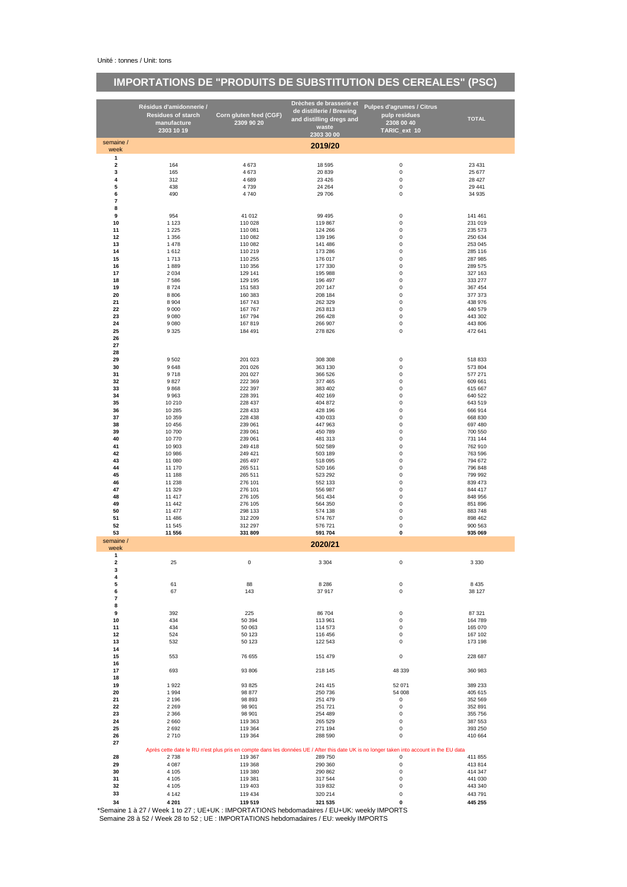Unité : tonnes / Unit: tons

# IMPORTATIONS DE "PRODUITS DE SUBSTITUTION DES CEREALES" (PSC)

| | Résidus d'amidonnerie / Residues of starch manufacture 2303 10 19 | Corn gluten feed (CGF) 2309 90 20 | Drèches de brasserie et de distillerie / Brewing and distilling dregs and waste 2303 30 00 | Pulpes d'agrumes / Citrus pulp residues 2308 00 40 TARIC_ext 10 | TOTAL |
|---|---|---|---|---|---|
| semaine / week | | | 2019/20 | | |
| 1 | | | | | |
| 2 | 164 | 4 673 | 18 595 | 0 | 23 431 |
| 3 | 165 | 4 673 | 20 839 | 0 | 25 677 |
| 4 | 312 | 4 689 | 23 426 | 0 | 28 427 |
| 5 | 438 | 4 739 | 24 264 | 0 | 29 441 |
| 6 | 490 | 4 740 | 29 706 | 0 | 34 935 |
| 7 | | | | | |
| 8 | | | | | |
| 9 | 954 | 41 012 | 99 495 | 0 | 141 461 |
| 10 | 1 123 | 110 028 | 119 867 | 0 | 231 019 |
| 11 | 1 225 | 110 081 | 124 266 | 0 | 235 573 |
| 12 | 1 356 | 110 082 | 139 196 | 0 | 250 634 |
| 13 | 1 478 | 110 082 | 141 486 | 0 | 253 045 |
| 14 | 1 612 | 110 219 | 173 286 | 0 | 285 116 |
| 15 | 1 713 | 110 255 | 176 017 | 0 | 287 985 |
| 16 | 1 889 | 110 356 | 177 330 | 0 | 289 575 |
| 17 | 2 034 | 129 141 | 195 988 | 0 | 327 163 |
| 18 | 7 586 | 129 195 | 196 497 | 0 | 333 277 |
| 19 | 8 724 | 151 583 | 207 147 | 0 | 367 454 |
| 20 | 8 806 | 160 383 | 208 184 | 0 | 377 373 |
| 21 | 8 904 | 167 743 | 262 329 | 0 | 438 976 |
| 22 | 9 000 | 167 767 | 263 813 | 0 | 440 579 |
| 23 | 9 080 | 167 794 | 266 428 | 0 | 443 302 |
| 24 | 9 080 | 167 819 | 266 907 | 0 | 443 806 |
| 25 | 9 325 | 184 491 | 278 826 | 0 | 472 641 |
| 26 | | | | | |
| 27 | | | | | |
| 28 | | | | | |
| 29 | 9 502 | 201 023 | 308 308 | 0 | 518 833 |
| 30 | 9 648 | 201 026 | 363 130 | 0 | 573 804 |
| 31 | 9 718 | 201 027 | 366 526 | 0 | 577 271 |
| 32 | 9 827 | 222 369 | 377 465 | 0 | 609 661 |
| 33 | 9 868 | 222 397 | 383 402 | 0 | 615 667 |
| 34 | 9 963 | 228 391 | 402 169 | 0 | 640 522 |
| 35 | 10 210 | 228 437 | 404 872 | 0 | 643 519 |
| 36 | 10 285 | 228 433 | 428 196 | 0 | 666 914 |
| 37 | 10 359 | 228 438 | 430 033 | 0 | 668 830 |
| 38 | 10 456 | 239 061 | 447 963 | 0 | 697 480 |
| 39 | 10 700 | 239 061 | 450 789 | 0 | 700 550 |
| 40 | 10 770 | 239 061 | 481 313 | 0 | 731 144 |
| 41 | 10 903 | 249 418 | 502 589 | 0 | 762 910 |
| 42 | 10 986 | 249 421 | 503 189 | 0 | 763 596 |
| 43 | 11 080 | 265 497 | 518 095 | 0 | 794 672 |
| 44 | 11 170 | 265 511 | 520 166 | 0 | 796 848 |
| 45 | 11 188 | 265 511 | 523 292 | 0 | 799 992 |
| 46 | 11 238 | 276 101 | 552 133 | 0 | 839 473 |
| 47 | 11 329 | 276 101 | 556 987 | 0 | 844 417 |
| 48 | 11 417 | 276 105 | 561 434 | 0 | 848 956 |
| 49 | 11 442 | 276 105 | 564 350 | 0 | 851 896 |
| 50 | 11 477 | 298 133 | 574 138 | 0 | 883 748 |
| 51 | 11 486 | 312 209 | 574 767 | 0 | 898 462 |
| 52 | 11 545 | 312 297 | 576 721 | 0 | 900 563 |
| **53** | **11 556** | **331 809** | **591 704** | **0** | **935 069** |
| semaine / week | | | 2020/21 | | |
| 1 | | | | | |
| 2 | 25 | 0 | 3 304 | 0 | 3 330 |
| 3 | | | | | |
| 4 | | | | | |
| 5 | 61 | 88 | 8 286 | 0 | 8 435 |
| 6 | 67 | 143 | 37 917 | 0 | 38 127 |
| 7 | | | | | |
| 8 | | | | | |
| 9 | 392 | 225 | 86 704 | 0 | 87 321 |
| 10 | 434 | 50 394 | 113 961 | 0 | 164 789 |
| 11 | 434 | 50 063 | 114 573 | 0 | 165 070 |
| 12 | 524 | 50 123 | 116 456 | 0 | 167 102 |
| 13 | 532 | 50 123 | 122 543 | 0 | 173 198 |
| 14 | | | | | |
| 15 | 553 | 76 655 | 151 479 | 0 | 228 687 |
| 16 | | | | | |
| 17 | 693 | 93 806 | 218 145 | 48 339 | 360 983 |
| 18 | | | | | |
| 19 | 1 922 | 93 825 | 241 415 | 52 071 | 389 233 |
| 20 | 1 994 | 98 877 | 250 736 | 54 008 | 405 615 |
| 21 | 2 196 | 98 893 | 251 479 | 0 | 352 569 |
| 22 | 2 269 | 98 901 | 251 721 | 0 | 352 891 |
| 23 | 2 366 | 98 901 | 254 489 | 0 | 355 756 |
| 24 | 2 660 | 119 363 | 265 529 | 0 | 387 553 |
| 25 | 2 692 | 119 364 | 271 194 | 0 | 393 250 |
| 26 | 2 710 | 119 364 | 288 590 | 0 | 410 664 |
| 27 | | | | | |
| | Après cette date le RU n'est plus pris en compte dans les données UE / After this date UK is no longer taken into account in the EU data | | | | |
| 28 | 2 738 | 119 367 | 289 750 | 0 | 411 855 |
| 29 | 4 087 | 119 368 | 290 360 | 0 | 413 814 |
| 30 | 4 105 | 119 380 | 290 862 | 0 | 414 347 |
| 31 | 4 105 | 119 381 | 317 544 | 0 | 441 030 |
| 32 | 4 105 | 119 403 | 319 832 | 0 | 443 340 |
| 33 | 4 142 | 119 434 | 320 214 | 0 | 443 791 |
| **34** | **4 201** | **119 519** | **321 535** | **0** | **445 255** |

*Semaine 1 à 27 / Week 1 to 27 ; UE+UK : IMPORTATIONS hebdomadaires / EU+UK: weekly IMPORTS
Semaine 28 à 52 / Week 28 to 52 ; UE : IMPORTATIONS hebdomadaires / EU: weekly IMPORTS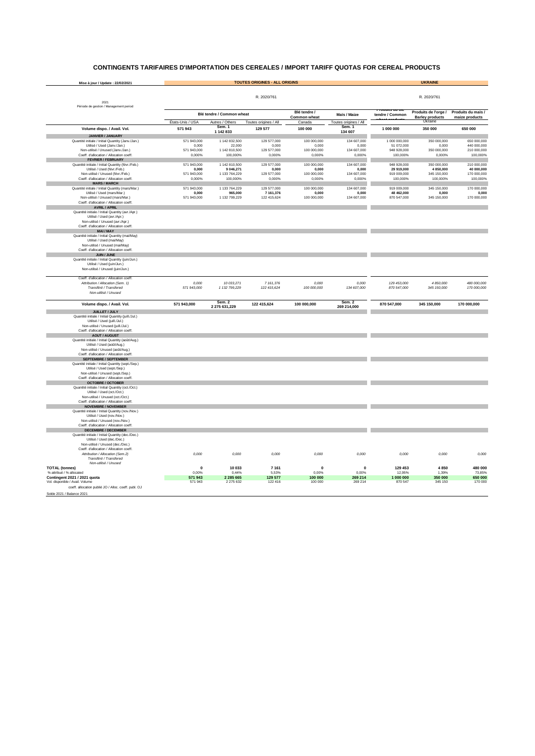# CONTINGENTS TARIFAIRES D'IMPORTATION DES CEREALES / IMPORT TARIFF QUOTAS FOR CEREAL PRODUCTS

| Mise à jour / Update : 22/02/2021 | TOUTES ORIGINES - ALL ORIGINS | | | | | UKRAINE | | |
|---|---|---|---|---|---|---|---|---|
| 2021<br>Période de gestion / Management period | R. 2020/761 | | | | | R. 2020/761 | | |
| | Blé tendre / Common wheat | | | Blé tendre / Common wheat | Maïs / Maize | Produits du blé tendre / Common wheat products | Produits de l'orge / Barley products | Produits du maïs / maize products |
| | États-Unis / USA | Autres / Others | Toutes origines / All | Canada | Toutes origines / All | | Ukraine | |
| | | Sem. 1 | | | Sem. 1 | | | |
| Volume dispo. / Avail. Vol. | 571 943 | 1 142 833 | 129 577 | 100 000 | 134 607 | 1 000 000 | 350 000 | 650 000 |
| **JANVIER / JANUARY** | | | | | | | | |
| Quantité initiale / Initial Quantity (Janv./Jan.) | 571 943,000 | 1 142 832,500 | 129 577,000 | 100 000,000 | 134 607,000 | 1 000 000,000 | 350 000,000 | 650 000,000 |
| Utilisé / Used (Janv./Jan.) | 0,000 | 22,000 | 0,000 | 0,000 | 0,000 | 51 072,000 | 0,000 | 440 000,000 |
| Non-utilisé / Unused (Janv./Jan.) | 571 943,000 | 1 142 810,500 | 129 577,000 | 100 000,000 | 134 607,000 | 948 928,000 | 350 000,000 | 210 000,000 |
| Coeff. d'allocation / Allocation coeff. | 0,000% | 100,000% | 0,000% | 0,000% | 0,000% | 100,000% | 0,000% | 100,000% |
| **FEVRIER / FEBRUARY** | | | | | | | | |
| Quantité initiale / Initial Quantity (févr./Feb.) | 571 943,000 | 1 142 810,500 | 129 577,000 | 100 000,000 | 134 607,000 | 948 928,000 | 350 000,000 | 210 000,000 |
| Utilisé / Used (févr./Feb.) | **0,000** | **9 046,271** | **0,000** | **0,000** | **0,000** | **29 919,000** | **4 850,000** | **40 000,000** |
| Non-utilisé / Unused (févr./Feb.) | 571 943,000 | 1 133 764,229 | 129 577,000 | 100 000,000 | 134 607,000 | 919 009,000 | 345 150,000 | 170 000,000 |
| Coeff. d'allocation / Allocation coeff. | 0,000% | 100,000% | 0,000% | 0,000% | 0,000% | 100,000% | 100,000% | 100,000% |
| **MARS / MARCH** | | | | | | | | |
| Quantité initiale / Initial Quantity (mars/Mar.) | 571 943,000 | 1 133 764,229 | 129 577,000 | 100 000,000 | 134 607,000 | 919 009,000 | 345 150,000 | 170 000,000 |
| Utilisé / Used (mars/Mar.) | **0,000** | **965,000** | **7 161,376** | **0,000** | **0,000** | **48 462,000** | **0,000** | **0,000** |
| Non-utilisé / Unused (mars/Mar.) | 571 943,000 | 1 132 799,229 | 122 415,624 | 100 000,000 | 134 607,000 | 870 547,000 | 345 150,000 | 170 000,000 |
| Coeff. d'allocation / Allocation coeff. | | | | | | | | |
| **AVRIL / APRIL** | | | | | | | | |
| Quantité initiale / Initial Quantity (avr./Apr.) | | | | | | | | |
| Utilisé / Used (avr./Apr.) | | | | | | | | |
| Non-utilisé / Unused (avr./Apr.) | | | | | | | | |
| Coeff. d'allocation / Allocation coeff. | | | | | | | | |
| **MAI / MAY** | | | | | | | | |
| Quantité initiale / Initial Quantity (mai/May) | | | | | | | | |
| Utilisé / Used (mai/May) | | | | | | | | |
| Non-utilisé / Unused (mai/May) | | | | | | | | |
| Coeff. d'allocation / Allocation coeff. | | | | | | | | |
| **JUIN / JUNE** | | | | | | | | |
| Quantité initiale / Initial Quantity (juin/Jun.) | | | | | | | | |
| Utilisé / Used (juin/Jun.) | | | | | | | | |
| Non-utilisé / Unused (juin/Jun.) | | | | | | | | |
| Coeff. d'allocation / Allocation coeff. | | | | | | | | |
| *Attribution / Allocation (Sem. 1)* | *0,000* | *10 033,271* | *7 161,376* | *0,000* | *0,000* | *129 453,000* | *4 850,000* | *480 000,000* |
| *Transféré / Transfered* | *571 943,000* | *1 132 799,229* | *122 415,624* | *100 000,000* | *134 607,000* | *870 547,000* | *345 150,000* | *170 000,000* |
| *Non-utilisé / Unused* | | | | | | | | |
| | | Sem. 2 | | | Sem. 2 | | | |
| Volume dispo. / Avail. Vol. | 571 943,000 | 2 275 631,229 | 122 415,624 | 100 000,000 | 269 214,000 | 870 547,000 | 345 150,000 | 170 000,000 |
| **JUILLET / JULY** | | | | | | | | |
| Quantité initiale / Initial Quantity (juill./Jul.) | | | | | | | | |
| Utilisé / Used (juill./Jul.) | | | | | | | | |
| Non-utilisé / Unused (juill./Jul.) | | | | | | | | |
| Coeff. d'allocation / Allocation coeff. | | | | | | | | |
| **AOUT / AUGUST** | | | | | | | | |
| Quantité initiale / Initial Quantity (août/Aug.) | | | | | | | | |
| Utilisé / Used (août/Aug.) | | | | | | | | |
| Non-utilisé / Unused (août/Aug.) | | | | | | | | |
| Coeff. d'allocation / Allocation coeff. | | | | | | | | |
| **SEPTEMBRE / SEPTEMBER** | | | | | | | | |
| Quantité initiale / Initial Quantity (sept./Sep.) | | | | | | | | |
| Utilisé / Used (sept./Sep.) | | | | | | | | |
| Non-utilisé / Unused (sept./Sep.) | | | | | | | | |
| Coeff. d'allocation / Allocation coeff. | | | | | | | | |
| **OCTOBRE / OCTOBER** | | | | | | | | |
| Quantité initiale / Initial Quantity (oct./Oct.) | | | | | | | | |
| Utilisé / Used (oct./Oct.) | | | | | | | | |
| Non-utilisé / Unused (oct./Oct.) | | | | | | | | |
| Coeff. d'allocation / Allocation coeff. | | | | | | | | |
| **NOVEMBRE / NOVEMBER** | | | | | | | | |
| Quantité initiale / Initial Quantity (nov./Nov.) | | | | | | | | |
| Utilisé / Used (nov./Nov.) | | | | | | | | |
| Non-utilisé / Unused (nov./Nov.) | | | | | | | | |
| Coeff. d'allocation / Allocation coeff. | | | | | | | | |
| **DECEMBRE / DECEMBER** | | | | | | | | |
| Quantité initiale / Initial Quantity (dec./Dec.) | | | | | | | | |
| Utilisé / Used (dec./Dec.) | | | | | | | | |
| Non-utilisé / Unused (dec./Dec.) | | | | | | | | |
| Coeff. d'allocation / Allocation coeff. | | | | | | | | |
| *Attribution / Allocation (Sem.2)* | *0,000* | *0,000* | *0,000* | *0,000* | *0,000* | *0,000* | *0,000* | *0,000* |
| *Transféré / Transfered* | | | | | | | | |
| *Non-utilisé / Unused* | | | | | | | | |
| **TOTAL (tonnes)** | **0** | **10 033** | **7 161** | **0** | **0** | **129 453** | **4 850** | **480 000** |
| % attribué / % allocated | 0,00% | 0,44% | 5,53% | 0,00% | 0,00% | 12,95% | 1,39% | 73,85% |
| **Contingent 2021 / 2021 quota** | **571 943** | **2 285 665** | **129 577** | **100 000** | **269 214** | **1 000 000** | **350 000** | **650 000** |
| Vol. disponible / Avail. Volume | 571 943 | 2 275 632 | 122 416 | 100 000 | 269 214 | 870 547 | 345 150 | 170 000 |
| coeff. allocation publié JO / Alloc. coeff. publ. OJ | | | | | | | | |
| Solde 2021 / Balance 2021 | | | | | | | | |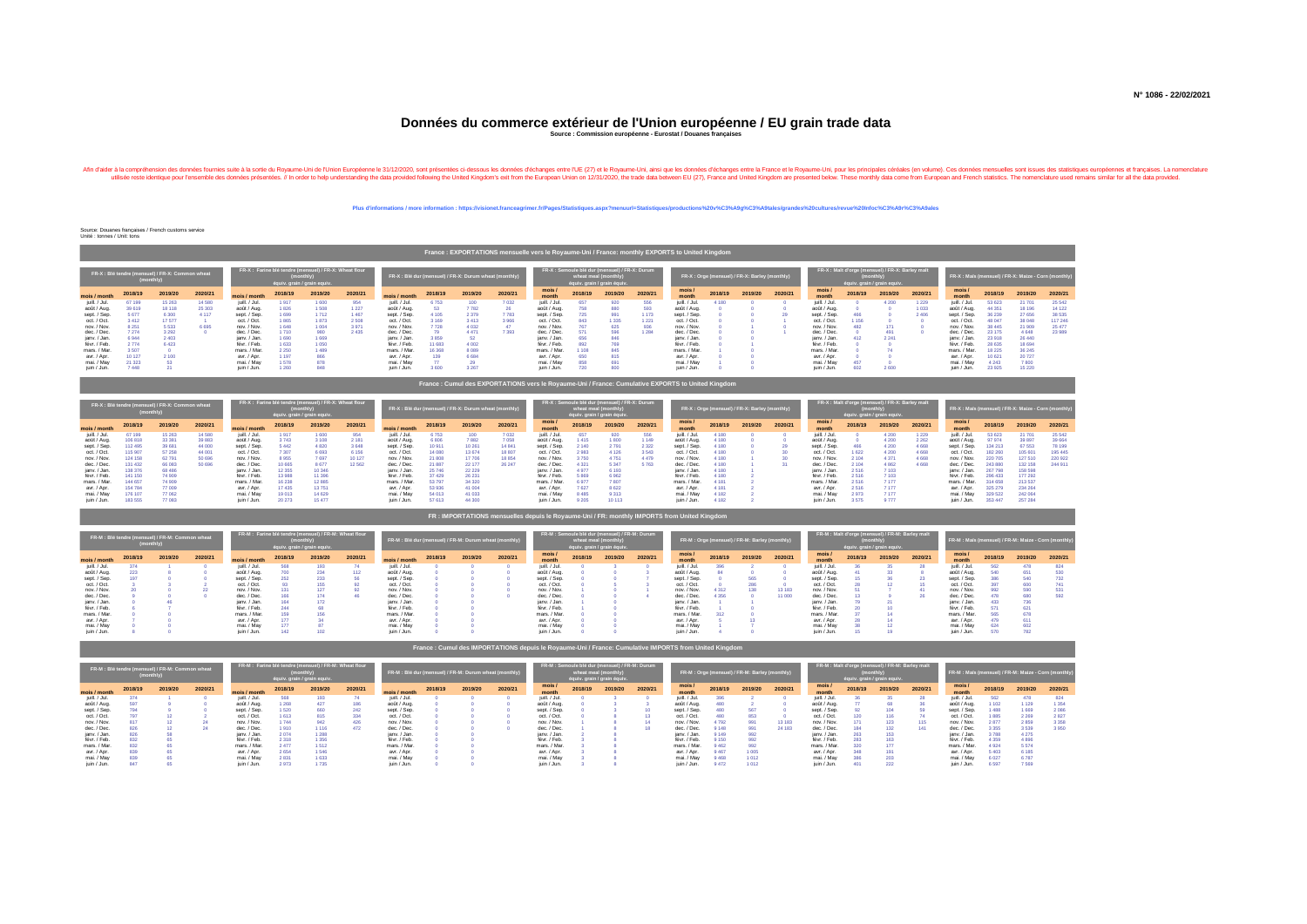N° 1086 - 22/02/2021

# Données du commerce extérieur de l'Union européenne / EU grain trade data

**Source : Commission européenne - Eurostat / Douanes françaises**

Afin d'aider à la compréhension des données fournies suite à la sortie du Royaume-Uni de l'Union Européenne le 31/12/2020, sont présentées ci-dessous les données d'échanges entre l'UE (27) et le Royaume-Uni, ainsi que les données d'échanges entre la France et le Royaume-Uni, pour les principales céréales (en volume). Ces données mensuelles sont issues des statistiques européennes et françaises. La nomenclature utilisée reste identique pour l'ensemble des données présentées. // In order to help understanding the data provided following the United Kingdom's exit from the European Union on 12/31/2020, the trade data between EU (27), France and United Kingdom are presented below. These monthly data come from European and French statistics. The nomenclature used remains similar for all the data provided.

Plus d'informations / more information : https://visionet.franceagrimer.fr/Pages/Statistiques.aspx?menuurl=Statistiques/productions%20v%C3%A9g%C3%A9tales/grandes%20cultures/revue%20Infoc%C3%A9r%C3%A9ales

Source: Douanes françaises / French customs service
Unité : tonnes / Unit: tons

## France : EXPORTATIONS mensuelle vers le Royaume-Uni / France: monthly EXPORTS to United Kingdom

| mois / month | FR-X : Blé tendre (mensuel) / FR-X: Common wheat (monthly) 2018/19 | 2019/20 | 2020/21 | FR-X : Farine blé tendre (mensuel) / FR-X: Wheat flour (monthly) équiv. grain / grain equiv. 2018/19 | 2019/20 | 2020/21 | FR-X : Blé dur (mensuel) / FR-X: Durum wheat (monthly) 2018/19 | 2019/20 | 2020/21 | FR-X : Semoule blé dur (mensuel) / FR-X: Durum wheat meal (monthly) équiv. grain / grain equiv. 2018/19 | 2019/20 | 2020/21 | FR-X : Orge (mensuel) / FR-X: Barley (monthly) 2018/19 | 2019/20 | 2020/21 | FR-X : Malt d'orge (mensuel) / FR-X: Barley malt (monthly) équiv. grain / grain equiv. 2018/19 | 2019/20 | 2020/21 | FR-X : Maïs (mensuel) / FR-X: Maize - Corn (monthly) 2018/19 | 2019/20 | 2020/21 |
|---|---|---|---|---|---|---|---|---|---|---|---|---|---|---|---|---|---|---|---|---|---|
| juill. / Jul. | 67 199 | 15 263 | 14 580 | 1 917 | 1 600 | 954 | 6 753 | 100 | 7 032 | 657 | 920 | 556 | 4 180 | 0 | 0 | 0 | 4 200 | 1 229 | 53 623 | 21 701 | 25 542 |
| août / Aug. | 39 619 | 18 118 | 25 303 | 1 826 | 1 508 | 1 227 | 53 | 7 782 | 26 | 758 | 880 | 593 | 0 | 0 | 0 | 0 | 0 | 1 033 | 44 351 | 18 196 | 14 122 |
| sept. / Sep. | 5 677 | 6 300 | 4 117 | 1 699 | 1 712 | 1 467 | 4 105 | 2 379 | 7 783 | 725 | 991 | 1 172 | 0 | 0 | 29 | 466 | 0 | 2 406 | 36 238 | 27 656 | 38 535 |
| oct. / Oct. | 3 412 | 17 577 | 1 | 1 865 | 1 873 | 2 508 | 3 169 | 3 413 | 3 966 | 843 | 1 335 | 1 221 | 0 | 0 | 1 | 1 156 | 0 | 0 | 48 047 | 38 048 | 117 246 |
| nov. / Nov. | 8 251 | 5 533 | 6 695 | 1 648 | 1 004 | 3 971 | 7 728 | 4 032 | 47 | 767 | 625 | 936 | 0 | 1 | 0 | 482 | 171 | 0 | 38 445 | 21 909 | 25 477 |
| déc. / Dec. | 7 274 | 3 292 | 0 | 1 710 | 980 | 2 435 | 79 | 4 471 | 7 393 | 571 | 596 | 1 284 | 0 | 0 | 1 | 0 | 491 | 0 | 23 175 | 4 648 | 23 989 |
| janv. / Jan. | 6 944 | 2 403 | | 1 690 | 1 669 | | 3 859 | 52 | | 956 | 849 | | 0 | 0 | | 412 | 2 241 | | 23 918 | 26 440 | |
| févr. / Feb. | 2 774 | 6 423 | | 1 623 | 1 050 | | 11 683 | 4 002 | | 892 | 769 | | 0 | 1 | | 0 | 0 | | 28 635 | 18 694 | |
| mars. / Mar. | 3 507 | 0 | | 2 250 | 1 489 | | 16 369 | 8 099 | | 1 108 | 845 | | 1 | 0 | | 0 | 74 | | 18 225 | 36 245 | |
| avr. / Apr. | 10 127 | 2 100 | | 1 197 | 866 | | 139 | 6 684 | | 650 | 815 | | 0 | 0 | | 0 | 0 | | 10 621 | 20 727 | |
| mai. / May | 21 323 | 53 | | 1 578 | 678 | | 77 | 29 | | 858 | 691 | | 1 | 0 | | 457 | 0 | | 4 243 | 7 800 | |
| juin / Jun. | 7 448 | 21 | | 1 260 | 848 | | 3 600 | 3 267 | | 720 | 800 | | 1 | 0 | | 602 | 2 600 | | 23 925 | 15 220 | |

## France : Cumul des EXPORTATIONS vers le Royaume-Uni / France: Cumulative EXPORTS to United Kingdom

| mois / month | FR-X : Blé tendre (mensuel) / FR-X: Common wheat (monthly) 2018/19 | 2019/20 | 2020/21 | FR-X : Farine blé tendre (mensuel) / FR-X: Wheat flour (monthly) équiv. grain / grain equiv. 2018/19 | 2019/20 | 2020/21 | FR-X : Blé dur (mensuel) / FR-X: Durum wheat (monthly) 2018/19 | 2019/20 | 2020/21 | FR-X : Semoule blé dur (mensuel) / FR-X: Durum wheat meal (monthly) équiv. grain / grain equiv. 2018/19 | 2019/20 | 2020/21 | FR-X : Orge (mensuel) / FR-X: Barley (monthly) 2018/19 | 2019/20 | 2020/21 | FR-X : Malt d'orge (mensuel) / FR-X: Barley malt (monthly) équiv. grain / grain equiv. 2018/19 | 2019/20 | 2020/21 | FR-X : Maïs (mensuel) / FR-X: Maize - Corn (monthly) 2018/19 | 2019/20 | 2020/21 |
|---|---|---|---|---|---|---|---|---|---|---|---|---|---|---|---|---|---|---|---|---|---|
| juill. / Jul. | 67 199 | 15 263 | 14 580 | 1 917 | 1 600 | 954 | 6 753 | 100 | 7 032 | 657 | 920 | 556 | 4 180 | 0 | 0 | 0 | 4 200 | 1 229 | 53 623 | 21 701 | 25 542 |
| août / Aug. | 106 818 | 33 381 | 39 883 | 3 743 | 3 108 | 2 181 | 6 806 | 7 882 | 7 058 | 1 415 | 1 800 | 1 149 | 4 180 | 0 | 0 | 0 | 4 200 | 2 262 | 97 974 | 39 897 | 39 664 |
| sept. / Sep. | 112 495 | 39 681 | 44 000 | 5 442 | 4 820 | 3 648 | 10 911 | 10 261 | 14 841 | 2 140 | 2 791 | 2 322 | 4 180 | 0 | 29 | 466 | 4 200 | 4 668 | 134 213 | 67 553 | 78 199 |
| oct. / Oct. | 115 907 | 57 258 | 44 001 | 7 307 | 6 693 | 6 156 | 14 080 | 13 674 | 18 807 | 2 983 | 4 126 | 3 543 | 4 180 | 0 | 30 | 1 622 | 4 200 | 4 668 | 182 260 | 105 601 | 195 445 |
| nov. / Nov. | 124 158 | 62 791 | 50 696 | 8 955 | 7 697 | 10 127 | 21 808 | 17 706 | 18 854 | 3 750 | 4 751 | 4 479 | 4 180 | 1 | 30 | 2 104 | 4 371 | 4 668 | 220 705 | 127 510 | 220 922 |
| déc. / Dec. | 131 432 | 66 083 | 50 696 | 10 665 | 8 677 | 12 562 | 21 887 | 22 177 | 26 247 | 4 321 | 5 347 | 5 763 | 4 180 | 1 | 31 | 2 104 | 4 862 | 4 668 | 243 880 | 132 158 | 244 911 |
| janv. / Jan. | 138 376 | 68 486 | | 12 355 | 10 346 | | 25 746 | 22 229 | | 5 277 | 6 196 | | 4 180 | 1 | | 2 516 | 7 103 | | 267 798 | 158 598 | |
| févr. / Feb. | 141 150 | 74 909 | | 13 978 | 11 396 | | 37 429 | 26 231 | | 6 169 | 6 965 | | 4 180 | 2 | | 2 516 | 7 103 | | 296 433 | 177 292 | |
| mars. / Mar. | 144 657 | 74 909 | | 16 228 | 12 885 | | 53 797 | 34 330 | | 6 977 | 7 807 | | 4 181 | 2 | | 2 516 | 7 177 | | 314 658 | 213 537 | |
| avr. / Apr. | 154 784 | 77 009 | | 17 435 | 13 751 | | 53 936 | 41 004 | | 7 627 | 8 622 | | 4 181 | 2 | | 2 516 | 7 177 | | 325 279 | 234 264 | |
| mai. / May | 176 107 | 77 062 | | 19 013 | 14 629 | | 54 013 | 41 033 | | 8 485 | 9 313 | | 4 182 | 2 | | 2 973 | 7 177 | | 329 522 | 242 064 | |
| juin / Jun. | 183 555 | 77 083 | | 20 273 | 15 477 | | 57 613 | 44 300 | | 9 205 | 10 113 | | 4 182 | 2 | | 3 575 | 9 777 | | 353 447 | 257 284 | |

## FR : IMPORTATIONS mensuelles depuis le Royaume-Uni / FR: monthly IMPORTS from United Kingdom

| mois / month | FR-M : Blé tendre (mensuel) / FR-M: Common wheat (monthly) 2018/19 | 2019/20 | 2020/21 | FR-M : Farine blé tendre (mensuel) / FR-M: Wheat flour (monthly) équiv. grain / grain equiv. 2018/19 | 2019/20 | 2020/21 | FR-M : Blé dur (mensuel) / FR-M: Durum wheat (monthly) 2018/19 | 2019/20 | 2020/21 | FR-M : Semoule blé dur (mensuel) / FR-M: Durum wheat meal (monthly) équiv. grain / grain equiv. 2018/19 | 2019/20 | 2020/21 | FR-M : Orge (mensuel) / FR-M: Barley (monthly) 2018/19 | 2019/20 | 2020/21 | FR-M : Malt d'orge (mensuel) / FR-M: Barley malt (monthly) équiv. grain / grain equiv. 2018/19 | 2019/20 | 2020/21 | FR-M : Maïs (mensuel) / FR-M: Maize - Corn (monthly) 2018/19 | 2019/20 | 2020/21 |
|---|---|---|---|---|---|---|---|---|---|---|---|---|---|---|---|---|---|---|---|---|---|
| juill. / Jul. | 374 | 1 | 0 | 568 | 193 | 74 | 0 | 0 | 0 | 0 | 3 | 0 | 396 | 2 | 0 | 36 | 35 | 28 | 562 | 478 | 624 |
| août / Aug. | 223 | 8 | 0 | 700 | 234 | 112 | 0 | 0 | 0 | 0 | 0 | 3 | 84 | 0 | 0 | 41 | 33 | 8 | 540 | 651 | 530 |
| sept. / Sep. | 197 | 0 | 0 | 252 | 233 | 56 | 0 | 0 | 0 | 0 | 0 | 7 | 0 | 565 | 0 | 15 | 36 | 23 | 386 | 540 | 732 |
| oct. / Oct. | 3 | 3 | 2 | 93 | 155 | 92 | 0 | 0 | 0 | 0 | 5 | 3 | 0 | 286 | 0 | 28 | 12 | 15 | 397 | 600 | 741 |
| nov. / Nov. | 20 | 0 | 22 | 131 | 127 | 92 | 0 | 0 | 0 | 1 | 0 | 1 | 4 312 | 138 | 13 183 | 51 | 7 | 41 | 992 | 590 | 531 |
| déc. / Dec. | 9 | 0 | 0 | 166 | 174 | 46 | 0 | 0 | 0 | 0 | 0 | 4 | 4 356 | 0 | 11 000 | 13 | 9 | 26 | 478 | 680 | 592 |
| janv. / Jan. | 0 | 46 | | 164 | 172 | | 0 | 0 | | 1 | 0 | | 1 | 1 | | 79 | 21 | | 433 | 736 | |
| févr. / Feb. | 6 | 7 | | 244 | 68 | | 0 | 0 | | 1 | 0 | | 1 | 0 | | 20 | 10 | | 571 | 621 | |
| mars. / Mar. | 0 | 0 | | 159 | 156 | | 0 | 0 | | 0 | 0 | | 312 | 0 | | 37 | 14 | | 565 | 678 | |
| avr. / Apr. | 7 | 0 | | 177 | 34 | | 0 | 0 | | 0 | 0 | | 5 | 13 | | 28 | 14 | | 479 | 611 | |
| mai. / May | 0 | 0 | | 177 | 87 | | 0 | 0 | | 0 | 0 | | 1 | 7 | | 38 | 12 | | 624 | 602 | |
| juin / Jun. | 8 | 0 | | 142 | 102 | | 0 | 0 | | 0 | 0 | | 4 | 0 | | 15 | 19 | | 570 | 782 | |

## France : Cumul des IMPORTATIONS depuis le Royaume-Uni / France: Cumulative IMPORTS from United Kingdom

| mois / month | FR-M : Blé tendre (mensuel) / FR-M: Common wheat (monthly) 2018/19 | 2019/20 | 2020/21 | FR-M : Farine blé tendre (mensuel) / FR-M: Wheat flour (monthly) équiv. grain / grain equiv. 2018/19 | 2019/20 | 2020/21 | FR-M : Blé dur (mensuel) / FR-M: Durum wheat (monthly) 2018/19 | 2019/20 | 2020/21 | FR-M : Semoule blé dur (mensuel) / FR-M: Durum wheat meal (monthly) équiv. grain / grain equiv. 2018/19 | 2019/20 | 2020/21 | FR-M : Orge (mensuel) / FR-M: Barley (monthly) 2018/19 | 2019/20 | 2020/21 | FR-M : Malt d'orge (mensuel) / FR-M: Barley malt (monthly) équiv. grain / grain equiv. 2018/19 | 2019/20 | 2020/21 | FR-M : Maïs (mensuel) / FR-M: Maize - Corn (monthly) 2018/19 | 2019/20 | 2020/21 |
|---|---|---|---|---|---|---|---|---|---|---|---|---|---|---|---|---|---|---|---|---|---|
| juill. / Jul. | 374 | 1 | 0 | 568 | 193 | 74 | 0 | 0 | 0 | 0 | 3 | 0 | 396 | 2 | 0 | 36 | 35 | 28 | 562 | 478 | 624 |
| août / Aug. | 597 | 9 | 0 | 1 268 | 427 | 186 | 0 | 0 | 0 | 0 | 3 | 3 | 480 | 2 | 0 | 77 | 68 | 36 | 1 102 | 1 129 | 1 154 |
| sept. / Sep. | 794 | 9 | 0 | 1 520 | 660 | 242 | 0 | 0 | 0 | 0 | 3 | 10 | 480 | 567 | 0 | 92 | 104 | 59 | 1 488 | 1 669 | 2 086 |
| oct. / Oct. | 797 | 12 | 2 | 1 613 | 815 | 334 | 0 | 0 | 0 | 0 | 8 | 13 | 480 | 853 | 0 | 120 | 116 | 74 | 1 885 | 2 269 | 2 827 |
| nov. / Nov. | 817 | 12 | 24 | 1 744 | 942 | 426 | 0 | 0 | 0 | 1 | 8 | 14 | 4 792 | 991 | 13 183 | 171 | 123 | 115 | 2 877 | 2 859 | 3 358 |
| déc. / Dec. | 826 | 12 | 24 | 1 910 | 1 116 | 472 | 0 | 0 | 0 | 1 | 8 | 18 | 9 148 | 991 | 24 183 | 184 | 132 | 141 | 3 355 | 3 539 | 3 950 |
| janv. / Jan. | 826 | 58 | | 2 074 | 1 288 | | 0 | 0 | | 2 | 8 | | 9 149 | 992 | | 263 | 153 | | 3 788 | 4 275 | |
| févr. / Feb. | 832 | 65 | | 2 318 | 1 356 | | 0 | 0 | | 3 | 8 | | 9 150 | 992 | | 283 | 163 | | 4 359 | 4 896 | |
| mars. / Mar. | 832 | 65 | | 2 477 | 1 512 | | 0 | 0 | | 3 | 8 | | 9 462 | 992 | | 320 | 177 | | 4 924 | 5 574 | |
| avr. / Apr. | 839 | 65 | | 2 654 | 1 546 | | 0 | 0 | | 3 | 8 | | 9 467 | 1 005 | | 348 | 191 | | 5 403 | 6 185 | |
| mai. / May | 839 | 65 | | 2 831 | 1 633 | | 0 | 0 | | 3 | 8 | | 9 468 | 1 012 | | 386 | 203 | | 6 027 | 6 787 | |
| juin / Jun. | 847 | 65 | | 2 973 | 1 735 | | 0 | 0 | | 3 | 8 | | 9 472 | 1 012 | | 401 | 222 | | 6 597 | 7 569 | |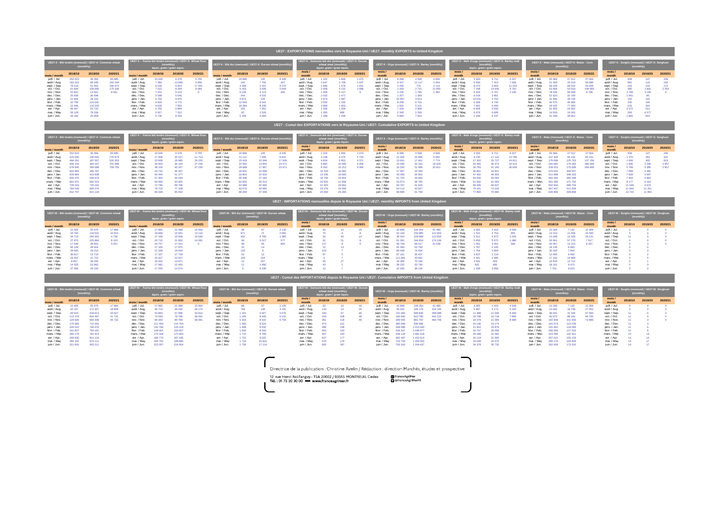# UE27 : EXPORTATIONS mensuelles vers le Royaume-Uni / UE27: monthly EXPORTS to United Kingdom

**UE27-X : Blé tendre (mensuel) / UE27-X: Common wheat (monthly)**

| mois / month | 2018/19 | 2019/20 | 2020/21 |
|---|---|---|---|
| juil. / Jul. | 252 623 | 36 356 | 83 685 |
| août / Aug. | 162 422 | 99 299 | 193 194 |
| sept. / Sep. | 79 216 | 51 902 | 249 473 |
| oct. / Oct. | 61 844 | 156 690 | 175 336 |
| nov. / Nov. | 22 841 | 14 841 | 8 061 |
| déc. / Dec. | 25 936 | 36 698 | |
| janv. / Jan. | 21 803 | 28 152 | |
| févr. / Feb. | 32 790 | 123 041 | |
| mars. / Mar. | 22 496 | 115 543 | |
| avr. / Apr. | 46 447 | 63 720 | |
| mai / May | 56 128 | 79 034 | |
| juin / Jun. | 28 160 | 25 859 | |

**UE27-X : Farine blé tendre (mensuel) / UE27-X: Wheat flour (monthly) équiv. grain / grain equiv.**

| mois / month | 2018/19 | 2019/20 | 2020/21 |
|---|---|---|---|
| juil. / Jul. | 10 026 | 6 378 | 5 755 |
| août / Aug. | 7 382 | 13 849 | 5 959 |
| sept. / Sep. | 6 530 | 6 653 | 17 441 |
| oct. / Oct. | 7 015 | 8 264 | 8 084 |
| nov. / Nov. | 7 201 | 5 123 | 0 |
| déc. / Dec. | 5 588 | 5 040 | |
| janv. / Jan. | 6 702 | 5 970 | |
| févr. / Feb. | 6 920 | 4 772 | |
| mars. / Mar. | 9 630 | 7 853 | |
| avr. / Apr. | 5 792 | 5 894 | |
| mai / May | 5 917 | 7 312 | |
| juin / Jun. | 5 735 | 8 344 | |

**UE27-X : Blé dur (mensuel) / UE27-X: Durum wheat (monthly)**

| mois / month | 2018/19 | 2019/20 | 2020/21 |
|---|---|---|---|
| juil. / Jul. | 10 968 | 135 | 8 345 |
| août / Aug. | 143 | 7 792 | 307 |
| sept. / Sep. | 4 308 | 2 421 | 9 276 |
| oct. / Oct. | 5 163 | 3 506 | 5 644 |
| nov. / Nov. | 9 106 | 4 113 | 400 |
| déc. / Dec. | 244 | 4 531 | |
| janv. / Jan. | 3 872 | 126 | |
| févr. / Feb. | 12 644 | 4 541 | |
| mars. / Mar. | 16 385 | 9 248 | |
| avr. / Apr. | 155 | 7 052 | |
| mai / May | 82 | 1 526 | |
| juin / Jun. | 5 199 | 3 569 | |

**UE27-X : Semoule blé dur (mensuel) / UE27-X: Durum wheat meal (monthly) équiv. grain / grain équiv.**

| mois / month | 2018/19 | 2019/20 | 2020/21 |
|---|---|---|---|
| juil. / Jul. | 1 102 | 1 666 | 1 073 |
| août / Aug. | 2 047 | 2 709 | 1 647 |
| sept. / Sep. | 1 686 | 1 578 | 1 651 |
| oct. / Oct. | 2 058 | 4 132 | 1 688 |
| nov. / Nov. | 1 409 | 5 127 | 5 |
| déc. / Dec. | 2 032 | 1 471 | |
| janv. / Jan. | 2 874 | 1 987 | |
| févr. / Feb. | 3 550 | 1 335 | |
| mars. / Mar. | 3 868 | 1 653 | |
| avr. / Apr. | 1 296 | 1 404 | |
| mai / May | 1 355 | 998 | |
| juin / Jun. | 1 288 | 1 209 | |

**UE27-X : Orge (mensuel) / UE27-X: Barley (monthly)**

| mois / month | 2018/19 | 2019/20 | 2020/21 |
|---|---|---|---|
| juil. / Jul. | 8 288 | 4 568 | 4 656 |
| août / Aug. | 4 167 | 12 117 | 1 004 |
| sept. / Sep. | 1 206 | 776 | 2 114 |
| oct. / Oct. | 1 434 | 2 721 | 11 655 |
| nov. / Nov. | 1 235 | 1 785 | 1 382 |
| déc. / Dec. | 1 257 | 1 383 | |
| janv. / Jan. | 25 907 | 2 613 | |
| févr. / Feb. | 8 258 | 6 702 | |
| mars. / Mar. | 1 920 | 5 101 | |
| avr. / Apr. | 7 194 | 2 856 | |
| mai / May | 2 345 | 2 306 | |
| juin / Jun. | 5 694 | 7 922 | |

**UE27-X : Malt d'orge (mensuel) / UE27-X: Barley malt (monthly) équiv. grain / grain equiv.**

| mois / month | 2018/19 | 2019/20 | 2020/21 |
|---|---|---|---|
| juil. / Jul. | 3 300 | 9 712 | 6 207 |
| août / Aug. | 5 930 | 7 413 | 7 580 |
| sept. / Sep. | 8 073 | 3 603 | 11 024 |
| oct. / Oct. | 7 148 | 14 646 | 9 702 |
| nov. / Nov. | 6 334 | 5 767 | 2 146 |
| déc. / Dec. | 6 018 | 3 461 | |
| janv. / Jan. | 10 631 | 4 753 | |
| févr. / Feb. | 6 566 | 6 740 | |
| mars. / Mar. | 7 842 | 5 000 | |
| avr. / Apr. | 6 604 | 5 544 | |
| mai / May | 6 976 | 6 606 | |
| juin / Jun. | 2 439 | 6 237 | |

**UE27-X : Maïs (mensuel) / UE27-X: Maize - Corn (monthly)**

| mois / month | 2018/19 | 2019/20 | 2020/21 |
|---|---|---|---|
| juil. / Jul. | 55 984 | 27 012 | 27 064 |
| août / Aug. | 51 459 | 29 219 | 56 086 |
| sept. / Sep. | 69 256 | 69 532 | 54 005 |
| oct. / Oct. | 63 684 | 53 519 | 148 893 |
| nov. / Nov. | 78 039 | 96 568 | 8 798 |
| déc. / Dec. | 51 620 | 32 758 | |
| janv. / Jan. | 41 646 | 39 726 | |
| févr. / Feb. | 50 575 | 45 966 | |
| mars. / Mar. | 29 025 | 77 493 | |
| avr. / Apr. | 61 655 | 24 952 | |
| mai / May | 14 503 | 14 262 | |
| juin / Jun. | 61 039 | 38 852 | |

**UE27-X : Sorgho (mensuel) / UE27-X: Sorghum (monthly)**

| mois / month | 2018/19 | 2019/20 | 2020/21 |
|---|---|---|---|
| juil. / Jul. | 408 | 147 | 239 |
| août / Aug. | 962 | 116 | 192 |
| sept. / Sep. | 236 | 142 | 172 |
| oct. / Oct. | 385 | 1 841 | 2 354 |
| nov. / Nov. | 3 799 | 3 140 | 0 |
| déc. / Dec. | 1 901 | 96 | |
| janv. / Jan. | 150 | 216 | |
| févr. / Feb. | 105 | 165 | |
| mars. / Mar. | 233 | 301 | |
| avr. / Apr. | 3 372 | 511 | |
| mai / May | 293 | 4 577 | |
| juin / Jun. | 1 881 | 601 | |

# UE27 : Cumul des EXPORTATIONS vers le Royaume-Uni / UE27: Cumulative EXPORTS to United Kingdom

**UE27-X : Blé tendre (mensuel) / UE27-X: Common wheat (monthly)**

| mois / month | 2018/19 | 2019/20 | 2020/21 |
|---|---|---|---|
| juil. / Jul. | 252 623 | 36 356 | 83 685 |
| août / Aug. | 415 045 | 135 655 | 276 879 |
| sept. / Sep. | 494 261 | 187 557 | 526 353 |
| oct. / Oct. | 556 104 | 344 247 | 701 689 |
| nov. / Nov. | 578 945 | 359 088 | 709 750 |
| déc. / Dec. | 604 881 | 395 787 | |
| janv. / Jan. | 626 684 | 423 938 | |
| févr. / Feb. | 659 475 | 546 979 | |
| mars. / Mar. | 681 971 | 662 523 | |
| avr. / Apr. | 728 418 | 726 242 | |
| mai / May | 784 546 | 805 276 | |
| juin / Jun. | 812 707 | 831 134 | |

**UE27-X : Farine blé tendre (mensuel) / UE27-X: Wheat flour (monthly) équiv. grain / grain equiv.**

| mois / month | 2018/19 | 2019/20 | 2020/21 |
|---|---|---|---|
| juil. / Jul. | 10 026 | 6 378 | 5 755 |
| août / Aug. | 17 408 | 20 227 | 11 714 |
| sept. / Sep. | 23 938 | 26 880 | 29 155 |
| oct. / Oct. | 30 953 | 35 144 | 37 239 |
| nov. / Nov. | 38 154 | 40 267 | 37 239 |
| déc. / Dec. | 43 742 | 45 307 | |
| janv. / Jan. | 50 444 | 51 277 | |
| févr. / Feb. | 57 364 | 56 049 | |
| mars. / Mar. | 66 994 | 63 902 | |
| avr. / Apr. | 72 786 | 69 796 | |
| mai / May | 78 703 | 77 108 | |
| juin / Jun. | 84 438 | 85 452 | |

**UE27-X : Blé dur (mensuel) / UE27-X: Durum wheat (monthly)**

| mois / month | 2018/19 | 2019/20 | 2020/21 |
|---|---|---|---|
| juil. / Jul. | 10 968 | 135 | 8 345 |
| août / Aug. | 11 111 | 7 928 | 8 651 |
| sept. / Sep. | 15 419 | 10 349 | 17 928 |
| oct. / Oct. | 20 582 | 13 854 | 23 571 |
| nov. / Nov. | 29 688 | 17 967 | 23 971 |
| déc. / Dec. | 29 932 | 22 498 | |
| janv. / Jan. | 33 804 | 22 624 | |
| févr. / Feb. | 46 448 | 27 165 | |
| mars. / Mar. | 62 833 | 36 413 | |
| avr. / Apr. | 62 988 | 43 465 | |
| mai / May | 63 070 | 44 990 | |
| juin / Jun. | 68 269 | 48 559 | |

**UE27-X : Semoule blé dur (mensuel) / UE27-X: Durum wheat meal (monthly) équiv. grain / grain équiv.**

| mois / month | 2018/19 | 2019/20 | 2020/21 |
|---|---|---|---|
| juil. / Jul. | 1 102 | 1 666 | 1 073 |
| août / Aug. | 3 148 | 4 375 | 2 720 |
| sept. / Sep. | 4 834 | 5 953 | 4 371 |
| oct. / Oct. | 6 892 | 10 085 | 6 059 |
| nov. / Nov. | 8 300 | 15 212 | 6 064 |
| déc. / Dec. | 10 333 | 16 683 | |
| janv. / Jan. | 13 206 | 18 669 | |
| févr. / Feb. | 16 756 | 20 004 | |
| mars. / Mar. | 20 625 | 21 658 | |
| avr. / Apr. | 21 920 | 23 062 | |
| mai / May | 23 276 | 24 060 | |
| juin / Jun. | 24 564 | 25 269 | |

**UE27-X : Orge (mensuel) / UE27-X: Barley (monthly)**

| mois / month | 2018/19 | 2019/20 | 2020/21 |
|---|---|---|---|
| juil. / Jul. | 8 288 | 4 568 | 4 656 |
| août / Aug. | 12 455 | 16 685 | 5 660 |
| sept. / Sep. | 13 661 | 17 461 | 7 774 |
| oct. / Oct. | 15 095 | 20 182 | 19 429 |
| nov. / Nov. | 16 330 | 21 966 | 20 811 |
| déc. / Dec. | 17 587 | 23 349 | |
| janv. / Jan. | 43 495 | 25 962 | |
| févr. / Feb. | 51 753 | 32 664 | |
| mars. / Mar. | 53 673 | 37 765 | |
| avr. / Apr. | 60 867 | 41 620 | |
| mai / May | 63 112 | 43 927 | |
| juin / Jun. | 68 806 | 51 749 | |

**UE27-X : Malt d'orge (mensuel) / UE27-X: Barley malt (monthly) équiv. grain / grain equiv.**

| mois / month | 2018/19 | 2019/20 | 2020/21 |
|---|---|---|---|
| juil. / Jul. | 3 300 | 9 712 | 6 207 |
| août / Aug. | 9 230 | 17 124 | 13 786 |
| sept. / Sep. | 17 302 | 20 727 | 24 811 |
| oct. / Oct. | 24 450 | 35 373 | 34 513 |
| nov. / Nov. | 30 783 | 41 140 | 36 659 |
| déc. / Dec. | 36 801 | 44 601 | |
| janv. / Jan. | 47 432 | 49 353 | |
| févr. / Feb. | 54 000 | 56 093 | |
| mars. / Mar. | 61 842 | 61 093 | |
| avr. / Apr. | 68 446 | 66 637 | |
| mai / May | 75 421 | 73 243 | |
| juin / Jun. | 77 860 | 79 480 | |

**UE27-X : Maïs (mensuel) / UE27-X: Maize - Corn (monthly)**

| mois / month | 2018/19 | 2019/20 | 2020/21 |
|---|---|---|---|
| juil. / Jul. | 55 984 | 27 012 | 27 064 |
| août / Aug. | 107 443 | 56 231 | 83 151 |
| sept. / Sep. | 176 699 | 125 763 | 137 156 |
| oct. / Oct. | 240 383 | 179 282 | 286 049 |
| nov. / Nov. | 318 423 | 275 849 | 294 846 |
| déc. / Dec. | 370 042 | 308 607 | |
| janv. / Jan. | 411 689 | 348 333 | |
| févr. / Feb. | 462 264 | 394 299 | |
| mars. / Mar. | 491 289 | 471 792 | |
| avr. / Apr. | 552 944 | 496 744 | |
| mai / May | 567 447 | 511 006 | |
| juin / Jun. | 628 486 | 549 858 | |

**UE27-X : Sorgho (mensuel) / UE27-X: Sorghum (monthly)**

| mois / month | 2018/19 | 2019/20 | 2020/21 |
|---|---|---|---|
| juil. / Jul. | 408 | 147 | 239 |
| août / Aug. | 1 370 | 263 | 431 |
| sept. / Sep. | 1 606 | 405 | 603 |
| oct. / Oct. | 1 990 | 2 246 | 2 957 |
| nov. / Nov. | 5 789 | 5 385 | 2 957 |
| déc. / Dec. | 7 689 | 5 481 | |
| janv. / Jan. | 7 839 | 5 697 | |
| févr. / Feb. | 7 944 | 5 862 | |
| mars. / Mar. | 8 177 | 6 163 | |
| avr. / Apr. | 11 549 | 6 674 | |
| mai / May | 11 843 | 11 251 | |
| juin / Jun. | 13 723 | 11 852 | |

# UE27 : IMPORTATIONS mensuelles depuis le Royaume-Uni / UE27: monthly IMPORTS from United Kingdom

**UE27-M : Blé tendre (mensuel) / UE27-M: Common wheat (monthly)**

| mois / month | 2018/19 | 2019/20 | 2020/21 |
|---|---|---|---|
| juil. / Jul. | 15 405 | 55 676 | 17 984 |
| août / Aug. | 34 792 | 116 631 | 10 915 |
| sept. / Sep. | 34 713 | 246 305 | 4 728 |
| oct. / Oct. | 27 470 | 225 884 | 8 103 |
| nov. / Nov. | 17 546 | 38 641 | 4 001 |
| déc. / Dec. | 45 136 | 28 924 | |
| janv. / Jan. | 29 965 | 34 214 | |
| févr. / Feb. | 36 817 | 13 715 | |
| mars. / Mar. | 18 352 | 21 723 | |
| avr. / Apr. | 9 657 | 39 204 | |
| mai / May | 14 325 | 52 902 | |
| juin / Jun. | 37 466 | 29 100 | |

**UE27-M : Farine blé tendre (mensuel) / UE27-M: Wheat flour (monthly) équiv. grain / grain equiv.**

| mois / month | 2018/19 | 2019/20 | 2020/21 |
|---|---|---|---|
| juil. / Jul. | 17 865 | 21 069 | 15 064 |
| août / Aug. | 18 849 | 16 941 | 13 110 |
| sept. / Sep. | 17 189 | 19 936 | 15 636 |
| oct. / Oct. | 20 710 | 21 802 | 14 281 |
| nov. / Nov. | 19 757 | 17 021 | 0 |
| déc. / Dec. | 17 106 | 17 975 | |
| janv. / Jan. | 21 338 | 18 454 | |
| févr. / Feb. | 17 107 | 17 739 | |
| mars. / Mar. | 20 427 | 22 507 | |
| avr. / Apr. | 16 442 | 13 971 | |
| mai / May | 17 982 | 12 445 | |
| juin / Jun. | 17 255 | 14 574 | |

**UE27-M : Blé dur (mensuel) / UE27-M: Durum wheat (monthly)**

| mois / month | 2018/19 | 2019/20 | 2020/21 |
|---|---|---|---|
| juil. / Jul. | 88 | 67 | 2 135 |
| août / Aug. | 671 | 71 | 2 055 |
| sept. / Sep. | 402 | 4 789 | 1 385 |
| oct. / Oct. | 84 | 3 517 | 577 |
| nov. / Nov. | 88 | 65 | 604 |
| déc. / Dec. | 32 | 14 | |
| janv. / Jan. | 133 | 9 | |
| févr. / Feb. | 52 | 12 | |
| mars. / Mar. | 159 | 224 | |
| avr. / Apr. | 12 | 257 | |
| mai / May | 11 | 1 890 | |
| juin / Jun. | 4 | 6 199 | |

**UE27-M : Semoule blé dur (mensuel) / UE27-M: Durum wheat meal (monthly) équiv. grain / grain équiv.**

| mois / month | 2018/19 | 2019/20 | 2020/21 |
|---|---|---|---|
| juil. / Jul. | 63 | 10 | 18 |
| août / Aug. | 70 | 4 | 8 |
| sept. / Sep. | 50 | 44 | 14 |
| oct. / Oct. | 61 | 51 | 8 |
| nov. / Nov. | 117 | 9 | 0 |
| déc. / Dec. | 12 | 13 | |
| janv. / Jan. | 123 | 7 | |
| févr. / Feb. | 67 | 5 | |
| mars. / Mar. | 4 | 7 | |
| avr. / Apr. | 60 | 27 | |
| mai / May | 43 | 2 | |
| juin / Jun. | 12 | 7 | |

**UE27-M : Orge (mensuel) / UE27-M: Barley (monthly)**

| mois / month | 2018/19 | 2019/20 | 2020/21 |
|---|---|---|---|
| juil. / Jul. | 42 898 | 106 294 | 41 480 |
| août / Aug. | 52 134 | 232 885 | 112 654 |
| sept. / Sep. | 36 424 | 229 668 | 113 953 |
| oct. / Oct. | 61 391 | 244 934 | 174 136 |
| nov. / Nov. | 96 709 | 68 017 | 41 536 |
| déc. / Dec. | 91 093 | 54 790 | |
| janv. / Jan. | 68 438 | 76 454 | |
| févr. / Feb. | 87 161 | 35 437 | |
| mars. / Mar. | 111 001 | 33 842 | |
| avr. / Apr. | 34 369 | 70 194 | |
| mai / May | 38 232 | 53 790 | |
| juin / Jun. | 42 432 | 38 134 | |

**UE27-M : Malt d'orge (mensuel) / UE27-M: Barley malt (monthly) équiv. grain / grain equiv.**

| mois / month | 2018/19 | 2019/20 | 2020/21 |
|---|---|---|---|
| juil. / Jul. | 4 365 | 2 419 | 4 549 |
| août / Aug. | 1 522 | 2 753 | 655 |
| sept. / Sep. | 5 511 | 5 873 | 1 205 |
| oct. / Oct. | 5 400 | 5 672 | 1 486 |
| nov. / Nov. | 1 581 | 4 352 | 594 |
| déc. / Dec. | 1 767 | 2 105 | |
| janv. / Jan. | 1 764 | 2 804 | |
| févr. / Feb. | 3 637 | 2 119 | |
| mars. / Mar. | 2 441 | 2 995 | |
| avr. / Apr. | 3 631 | 503 | |
| mai / May | 920 | 480 | |
| juin / Jun. | 1 339 | 3 659 | |

**UE27-M : Maïs (mensuel) / UE27-M: Maize - Corn (monthly)**

| mois / month | 2018/19 | 2019/20 | 2020/21 |
|---|---|---|---|
| juil. / Jul. | 10 349 | 7 132 | 12 369 |
| août / Aug. | 13 313 | 11 606 | 15 583 |
| sept. / Sep. | 69 210 | 12 428 | 29 131 |
| oct. / Oct. | 50 067 | 57 176 | 7 617 |
| nov. / Nov. | 18 135 | 13 214 | 8 187 |
| déc. / Dec. | 30 329 | 8 683 | |
| janv. / Jan. | 14 655 | 7 844 | |
| févr. / Feb. | 17 332 | 9 450 | |
| mars. / Mar. | 43 625 | 14 888 | |
| avr. / Apr. | 28 161 | 12 712 | |
| mai / May | 7 752 | 8 472 | |
| juin / Jun. | | 9 615 | |

**UE27-M : Sorgho (mensuel) / UE27-M: Sorghum (monthly)**

| mois / month | 2018/19 | 2019/20 | 2020/21 |
|---|---|---|---|
| juil. / Jul. | 0 | 0 | 0 |
| août / Aug. | 0 | 0 | 0 |
| sept. / Sep. | 11 | 0 | 0 |
| oct. / Oct. | 0 | 0 | 0 |
| nov. / Nov. | 0 | 3 | 0 |
| déc. / Dec. | 0 | 0 | |
| janv. / Jan. | 0 | 3 | |
| févr. / Feb. | 0 | 2 | |
| mars. / Mar. | 3 | 5 | |
| avr. / Apr. | 0 | 1 | |
| mai / May | 0 | 3 | |
| juin / Jun. | 0 | 0 | |

# UE27 : Cumul des IMPORTATIONS depuis le Royaume-Uni / UE27: Cumulative IMPORTS from United Kingdom

**UE27-M : Blé tendre (mensuel) / UE27-M: Common wheat (monthly)**

| mois / month | 2018/19 | 2019/20 | 2020/21 |
|---|---|---|---|
| juil. / Jul. | 15 405 | 55 676 | 17 984 |
| août / Aug. | 50 197 | 172 307 | 28 899 |
| sept. / Sep. | 84 910 | 418 613 | 33 627 |
| oct. / Oct. | 112 379 | 644 497 | 41 731 |
| nov. / Nov. | 129 926 | 683 338 | 45 732 |
| déc. / Dec. | 175 065 | 712 262 | |
| janv. / Jan. | 205 010 | 746 476 | |
| févr. / Feb. | 241 827 | 760 191 | |
| mars. / Mar. | 260 179 | 781 914 | |
| avr. / Apr. | 269 835 | 821 118 | |
| mai / May | 284 161 | 874 111 | |
| juin / Jun. | 321 626 | 903 211 | |

**UE27-M : Farine blé tendre (mensuel) / UE27-M: Wheat flour (monthly) équiv. grain / grain equiv.**

| mois / month | 2018/19 | 2019/20 | 2020/21 |
|---|---|---|---|
| juil. / Jul. | 17 865 | 21 069 | 15 064 |
| août / Aug. | 36 714 | 38 010 | 28 174 |
| sept. / Sep. | 53 903 | 57 966 | 43 810 |
| oct. / Oct. | 74 593 | 79 768 | 58 091 |
| nov. / Nov. | 94 350 | 96 789 | 58 091 |
| déc. / Dec. | 111 456 | 114 764 | |
| janv. / Jan. | 132 794 | 133 218 | |
| févr. / Feb. | 149 901 | 150 957 | |
| mars. / Mar. | 170 328 | 173 464 | |
| avr. / Apr. | 186 770 | 187 435 | |
| mai / May | 204 752 | 199 880 | |
| juin / Jun. | 222 007 | 214 454 | |

**UE27-M : Blé dur (mensuel) / UE27-M: Durum wheat (monthly)**

| mois / month | 2018/19 | 2019/20 | 2020/21 |
|---|---|---|---|
| juil. / Jul. | 88 | 67 | 2 135 |
| août / Aug. | 759 | 138 | 4 191 |
| sept. / Sep. | 1 161 | 4 927 | 5 576 |
| oct. / Oct. | 1 245 | 8 445 | 6 152 |
| nov. / Nov. | 1 333 | 8 510 | 6 756 |
| déc. / Dec. | 1 365 | 8 524 | |
| janv. / Jan. | 1 498 | 8 532 | |
| févr. / Feb. | 1 550 | 8 544 | |
| mars. / Mar. | 1 710 | 8 768 | |
| avr. / Apr. | 1 722 | 9 025 | |
| mai / May | 1 733 | 10 915 | |
| juin / Jun. | 1 736 | 17 114 | |

**UE27-M : Semoule blé dur (mensuel) / UE27-M: Durum wheat meal (monthly) équiv. grain / grain équiv.**

| mois / month | 2018/19 | 2019/20 | 2020/21 |
|---|---|---|---|
| juil. / Jul. | 63 | 10 | 18 |
| août / Aug. | 133 | 13 | 26 |
| sept. / Sep. | 183 | 57 | 40 |
| oct. / Oct. | 244 | 108 | 48 |
| nov. / Nov. | 361 | 118 | 48 |
| déc. / Dec. | 374 | 131 | |
| janv. / Jan. | 496 | 138 | |
| févr. / Feb. | 563 | 143 | |
| mars. / Mar. | 567 | 150 | |
| avr. / Apr. | 627 | 177 | |
| mai / May | 670 | 179 | |
| juin / Jun. | 682 | 187 | |

**UE27-M : Orge (mensuel) / UE27-M: Barley (monthly)**

| mois / month | 2018/19 | 2019/20 | 2020/21 |
|---|---|---|---|
| juil. / Jul. | 42 898 | 106 294 | 41 480 |
| août / Aug. | 95 032 | 339 178 | 154 135 |
| sept. / Sep. | 131 456 | 568 846 | 268 088 |
| oct. / Oct. | 192 846 | 813 780 | 442 223 |
| nov. / Nov. | 289 555 | 881 797 | 483 759 |
| déc. / Dec. | 380 648 | 936 586 | |
| janv. / Jan. | 449 086 | 1 013 040 | |
| févr. / Feb. | 536 247 | 1 048 477 | |
| mars. / Mar. | 648 128 | 1 082 319 | |
| avr. / Apr. | 682 497 | 1 152 513 | |
| mai / May | 720 730 | 1 206 303 | |
| juin / Jun. | 763 160 | 1 244 437 | |

**UE27-M : Malt d'orge (mensuel) / UE27-M: Barley malt (monthly) équiv. grain / grain equiv.**

| mois / month | 2018/19 | 2019/20 | 2020/21 |
|---|---|---|---|
| juil. / Jul. | 4 365 | 2 419 | 4 549 |
| août / Aug. | 5 887 | 5 173 | 5 204 |
| sept. / Sep. | 11 398 | 11 046 | 6 409 |
| oct. / Oct. | 16 798 | 16 718 | 7 895 |
| nov. / Nov. | 18 379 | 21 069 | 8 489 |
| déc. / Dec. | 20 146 | 23 174 | |
| janv. / Jan. | 21 910 | 25 979 | |
| févr. / Feb. | 25 547 | 28 098 | |
| mars. / Mar. | 28 188 | 31 092 | |
| avr. / Apr. | 32 119 | 31 595 | |
| mai / May | 33 039 | 32 075 | |
| juin / Jun. | 34 378 | 35 735 | |

**UE27-M : Maïs (mensuel) / UE27-M: Maize - Corn (monthly)**

| mois / month | 2018/19 | 2019/20 | 2020/21 |
|---|---|---|---|
| juil. / Jul. | 10 349 | 7 132 | 12 369 |
| août / Aug. | 23 662 | 18 738 | 27 952 |
| sept. / Sep. | 92 872 | 31 166 | 57 083 |
| oct. / Oct. | 142 939 | 88 342 | 64 700 |
| nov. / Nov. | 161 074 | 101 556 | 72 886 |
| déc. / Dec. | 191 402 | 110 239 | |
| janv. / Jan. | 206 058 | 118 083 | |
| févr. / Feb. | 223 390 | 127 533 | |
| mars. / Mar. | 267 015 | 142 421 | |
| avr. / Apr. | 295 176 | 155 133 | |
| mai / May | 302 928 | 163 605 | |
| juin / Jun. | | 173 220 | |

**UE27-M : Sorgho (mensuel) / UE27-M: Sorghum (monthly)**

| mois / month | 2018/19 | 2019/20 | 2020/21 |
|---|---|---|---|
| juil. / Jul. | 0 | 0 | 0 |
| août / Aug. | 0 | 0 | 0 |
| sept. / Sep. | 11 | 0 | 0 |
| oct. / Oct. | 11 | 0 | 0 |
| nov. / Nov. | 11 | 3 | 0 |
| déc. / Dec. | 11 | 3 | |
| janv. / Jan. | 11 | 6 | |
| févr. / Feb. | 11 | 8 | |
| mars. / Mar. | 14 | 13 | |
| avr. / Apr. | 14 | 14 | |
| mai / May | 14 | 17 | |
| juin / Jun. | 14 | 17 | |

Directrice de la publication : Christine Avelin / Rédaction : direction Marchés, études et prospective

12 rue Henri Rol-Tanguy - TSA 20002 / 93555 MONTREUIL Cedex
Tél. : 01 73 30 30 00 — www.franceagrimer.fr

FranceAgriMer
@FranceAgriMerFR